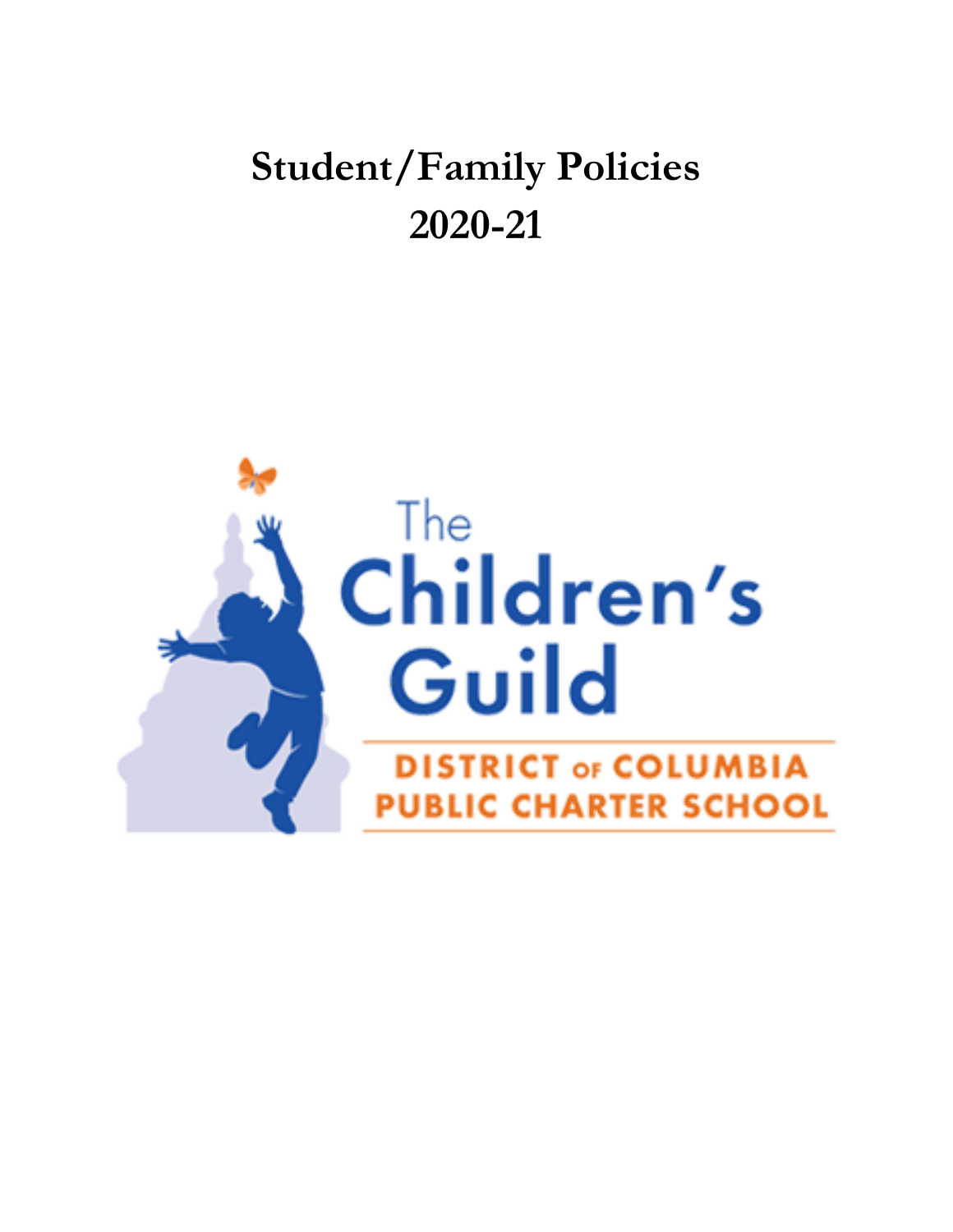# Student/Family Policies
# 2020-21

The Children's Guild

DISTRICT OF COLUMBIA
PUBLIC CHARTER SCHOOL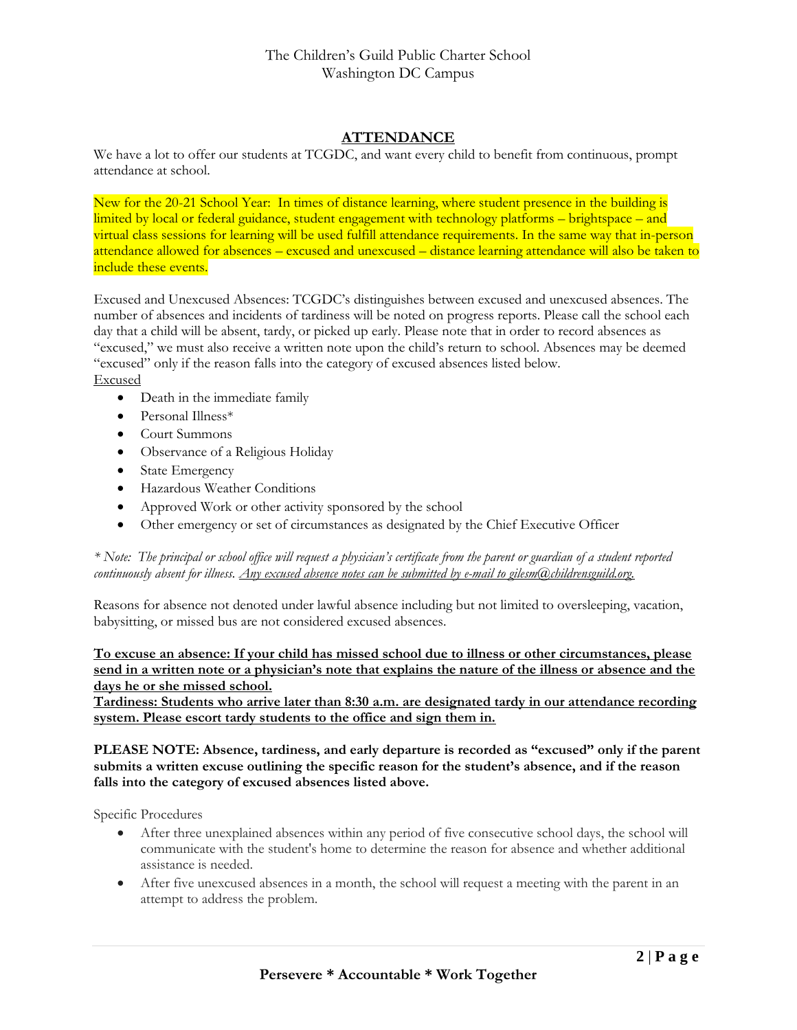The Children's Guild Public Charter School
Washington DC Campus

## ATTENDANCE

We have a lot to offer our students at TCGDC, and want every child to benefit from continuous, prompt attendance at school.

New for the 20-21 School Year: In times of distance learning, where student presence in the building is limited by local or federal guidance, student engagement with technology platforms – brightspace – and virtual class sessions for learning will be used fulfill attendance requirements. In the same way that in-person attendance allowed for absences – excused and unexcused – distance learning attendance will also be taken to include these events.

Excused and Unexcused Absences: TCGDC's distinguishes between excused and unexcused absences. The number of absences and incidents of tardiness will be noted on progress reports. Please call the school each day that a child will be absent, tardy, or picked up early. Please note that in order to record absences as "excused," we must also receive a written note upon the child's return to school. Absences may be deemed "excused" only if the reason falls into the category of excused absences listed below.

<u>Excused</u>

- Death in the immediate family
- Personal Illness*
- Court Summons
- Observance of a Religious Holiday
- State Emergency
- Hazardous Weather Conditions
- Approved Work or other activity sponsored by the school
- Other emergency or set of circumstances as designated by the Chief Executive Officer

*\* Note: The principal or school office will request a physician's certificate from the parent or guardian of a student reported continuously absent for illness. <u>Any excused absence notes can be submitted by e-mail to gilesm@childrensguild.org.</u>*

Reasons for absence not denoted under lawful absence including but not limited to oversleeping, vacation, babysitting, or missed bus are not considered excused absences.

**<u>To excuse an absence: If your child has missed school due to illness or other circumstances, please send in a written note or a physician's note that explains the nature of the illness or absence and the days he or she missed school.</u>**

**<u>Tardiness: Students who arrive later than 8:30 a.m. are designated tardy in our attendance recording system. Please escort tardy students to the office and sign them in.</u>**

**PLEASE NOTE: Absence, tardiness, and early departure is recorded as "excused" only if the parent submits a written excuse outlining the specific reason for the student's absence, and if the reason falls into the category of excused absences listed above.**

Specific Procedures

- After three unexplained absences within any period of five consecutive school days, the school will communicate with the student's home to determine the reason for absence and whether additional assistance is needed.
- After five unexcused absences in a month, the school will request a meeting with the parent in an attempt to address the problem.

**Persevere * Accountable * Work Together**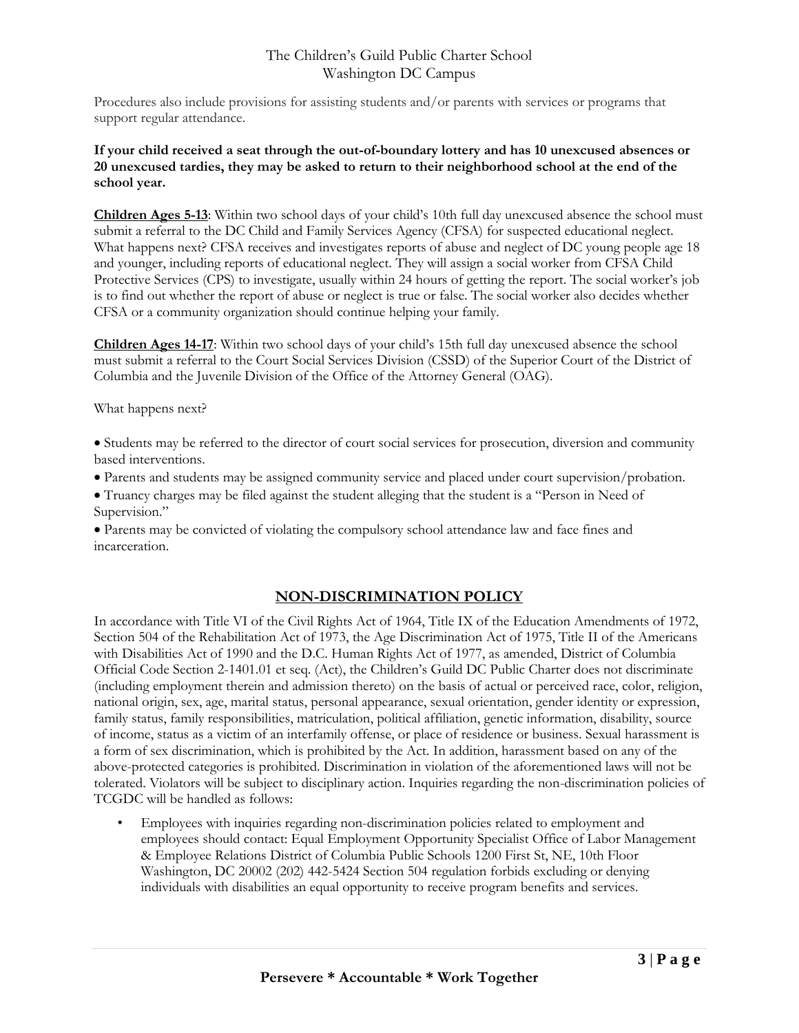Procedures also include provisions for assisting students and/or parents with services or programs that support regular attendance.

**If your child received a seat through the out-of-boundary lottery and has 10 unexcused absences or 20 unexcused tardies, they may be asked to return to their neighborhood school at the end of the school year.**

**Children Ages 5-13**: Within two school days of your child's 10th full day unexcused absence the school must submit a referral to the DC Child and Family Services Agency (CFSA) for suspected educational neglect. What happens next? CFSA receives and investigates reports of abuse and neglect of DC young people age 18 and younger, including reports of educational neglect. They will assign a social worker from CFSA Child Protective Services (CPS) to investigate, usually within 24 hours of getting the report. The social worker's job is to find out whether the report of abuse or neglect is true or false. The social worker also decides whether CFSA or a community organization should continue helping your family.

**Children Ages 14-17**: Within two school days of your child's 15th full day unexcused absence the school must submit a referral to the Court Social Services Division (CSSD) of the Superior Court of the District of Columbia and the Juvenile Division of the Office of the Attorney General (OAG).

What happens next?

- Students may be referred to the director of court social services for prosecution, diversion and community based interventions.
- Parents and students may be assigned community service and placed under court supervision/probation.
- Truancy charges may be filed against the student alleging that the student is a "Person in Need of Supervision."
- Parents may be convicted of violating the compulsory school attendance law and face fines and incarceration.

## NON-DISCRIMINATION POLICY

In accordance with Title VI of the Civil Rights Act of 1964, Title IX of the Education Amendments of 1972, Section 504 of the Rehabilitation Act of 1973, the Age Discrimination Act of 1975, Title II of the Americans with Disabilities Act of 1990 and the D.C. Human Rights Act of 1977, as amended, District of Columbia Official Code Section 2-1401.01 et seq. (Act), the Children's Guild DC Public Charter does not discriminate (including employment therein and admission thereto) on the basis of actual or perceived race, color, religion, national origin, sex, age, marital status, personal appearance, sexual orientation, gender identity or expression, family status, family responsibilities, matriculation, political affiliation, genetic information, disability, source of income, status as a victim of an interfamily offense, or place of residence or business. Sexual harassment is a form of sex discrimination, which is prohibited by the Act. In addition, harassment based on any of the above-protected categories is prohibited. Discrimination in violation of the aforementioned laws will not be tolerated. Violators will be subject to disciplinary action. Inquiries regarding the non-discrimination policies of TCGDC will be handled as follows:

- Employees with inquiries regarding non-discrimination policies related to employment and employees should contact: Equal Employment Opportunity Specialist Office of Labor Management & Employee Relations District of Columbia Public Schools 1200 First St, NE, 10th Floor Washington, DC 20002 (202) 442-5424 Section 504 regulation forbids excluding or denying individuals with disabilities an equal opportunity to receive program benefits and services.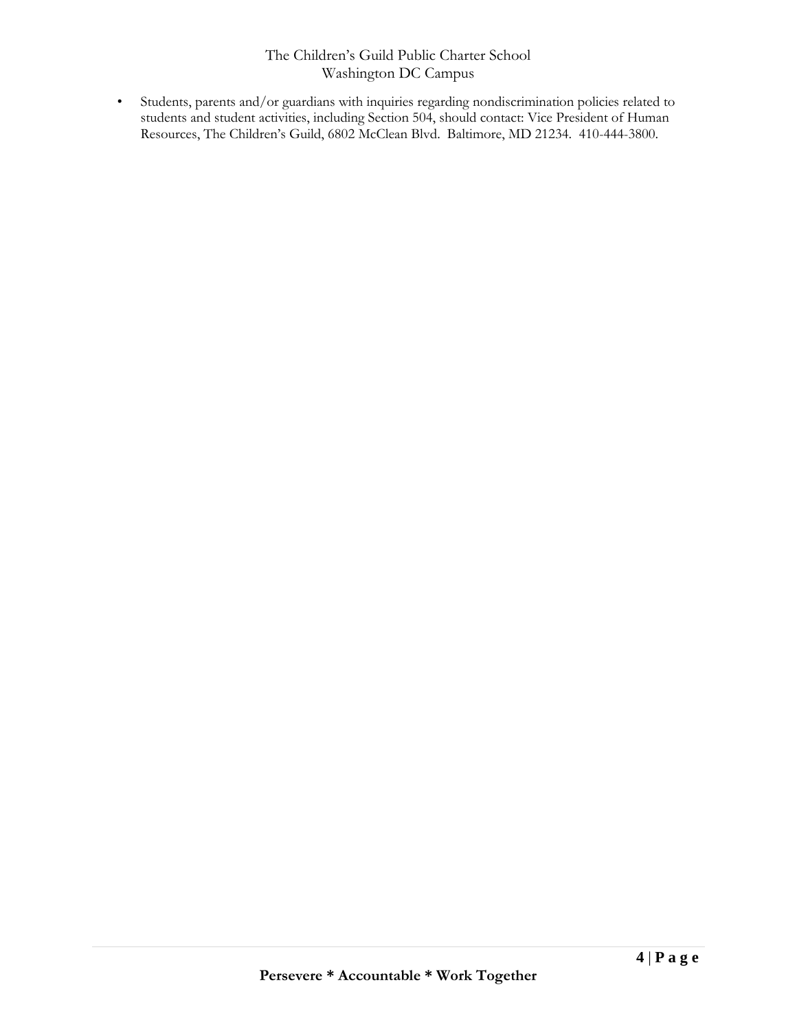- Students, parents and/or guardians with inquiries regarding nondiscrimination policies related to students and student activities, including Section 504, should contact: Vice President of Human Resources, The Children's Guild, 6802 McClean Blvd. Baltimore, MD 21234. 410-444-3800.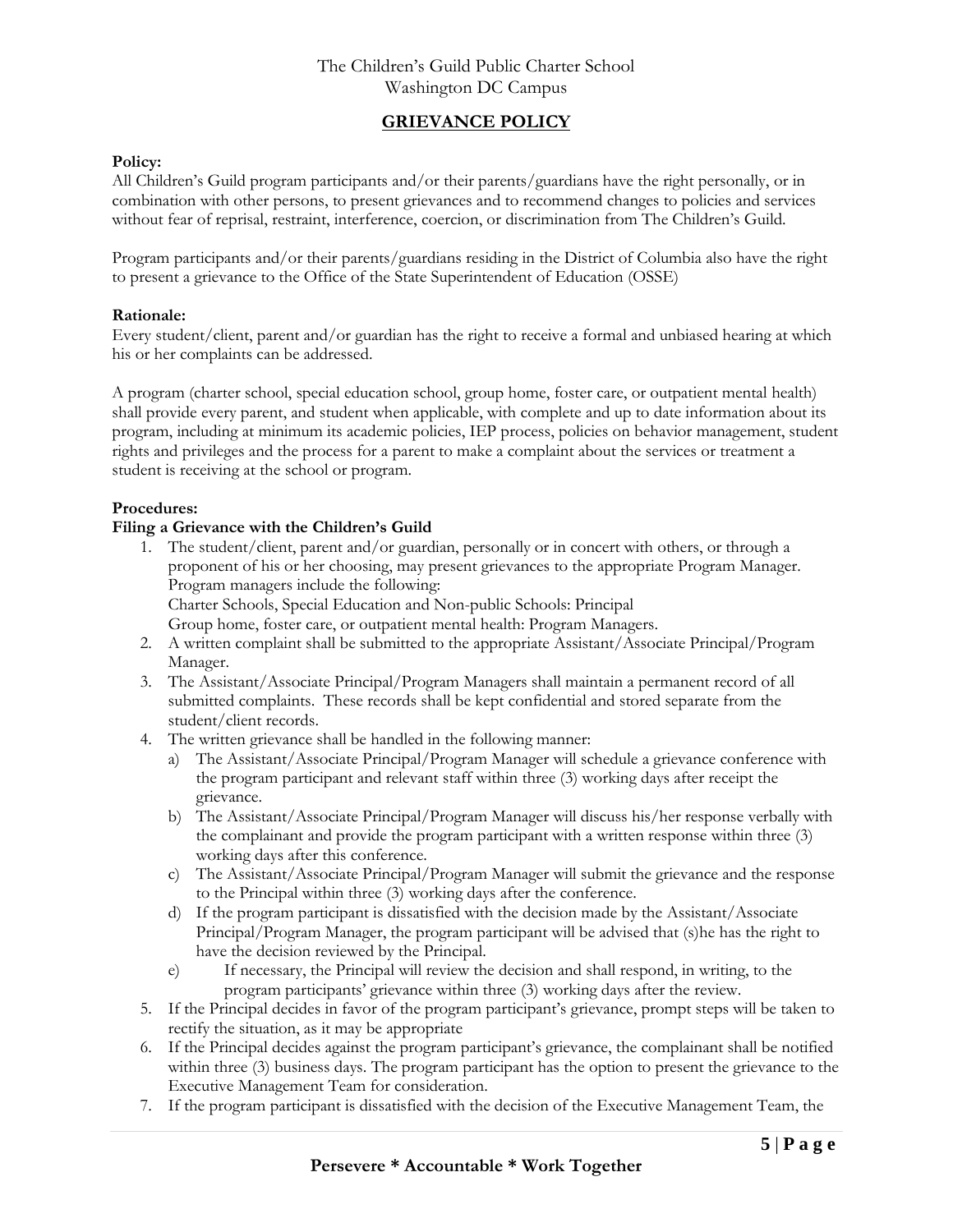The Children's Guild Public Charter School
Washington DC Campus

# GRIEVANCE POLICY

**Policy:**
All Children's Guild program participants and/or their parents/guardians have the right personally, or in combination with other persons, to present grievances and to recommend changes to policies and services without fear of reprisal, restraint, interference, coercion, or discrimination from The Children's Guild.

Program participants and/or their parents/guardians residing in the District of Columbia also have the right to present a grievance to the Office of the State Superintendent of Education (OSSE)

**Rationale:**
Every student/client, parent and/or guardian has the right to receive a formal and unbiased hearing at which his or her complaints can be addressed.

A program (charter school, special education school, group home, foster care, or outpatient mental health) shall provide every parent, and student when applicable, with complete and up to date information about its program, including at minimum its academic policies, IEP process, policies on behavior management, student rights and privileges and the process for a parent to make a complaint about the services or treatment a student is receiving at the school or program.

**Procedures:**
**Filing a Grievance with the Children's Guild**

1. The student/client, parent and/or guardian, personally or in concert with others, or through a proponent of his or her choosing, may present grievances to the appropriate Program Manager. Program managers include the following:
   Charter Schools, Special Education and Non-public Schools: Principal
   Group home, foster care, or outpatient mental health: Program Managers.
2. A written complaint shall be submitted to the appropriate Assistant/Associate Principal/Program Manager.
3. The Assistant/Associate Principal/Program Managers shall maintain a permanent record of all submitted complaints. These records shall be kept confidential and stored separate from the student/client records.
4. The written grievance shall be handled in the following manner:
   a) The Assistant/Associate Principal/Program Manager will schedule a grievance conference with the program participant and relevant staff within three (3) working days after receipt the grievance.
   b) The Assistant/Associate Principal/Program Manager will discuss his/her response verbally with the complainant and provide the program participant with a written response within three (3) working days after this conference.
   c) The Assistant/Associate Principal/Program Manager will submit the grievance and the response to the Principal within three (3) working days after the conference.
   d) If the program participant is dissatisfied with the decision made by the Assistant/Associate Principal/Program Manager, the program participant will be advised that (s)he has the right to have the decision reviewed by the Principal.
   e) If necessary, the Principal will review the decision and shall respond, in writing, to the program participants' grievance within three (3) working days after the review.
5. If the Principal decides in favor of the program participant's grievance, prompt steps will be taken to rectify the situation, as it may be appropriate
6. If the Principal decides against the program participant's grievance, the complainant shall be notified within three (3) business days. The program participant has the option to present the grievance to the Executive Management Team for consideration.
7. If the program participant is dissatisfied with the decision of the Executive Management Team, the

**Persevere * Accountable * Work Together**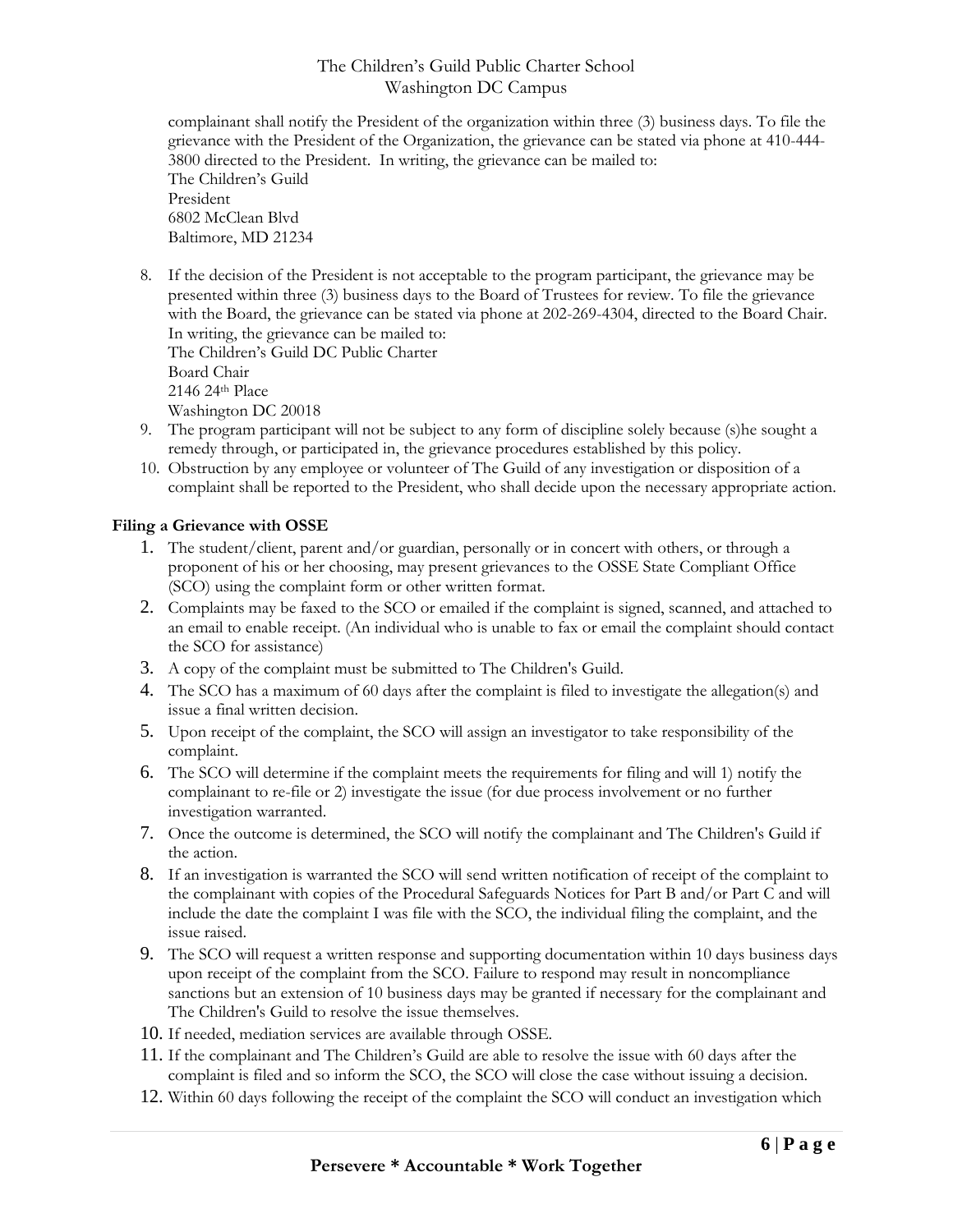complainant shall notify the President of the organization within three (3) business days. To file the grievance with the President of the Organization, the grievance can be stated via phone at 410-444-3800 directed to the President. In writing, the grievance can be mailed to:
The Children's Guild
President
6802 McClean Blvd
Baltimore, MD 21234

8. If the decision of the President is not acceptable to the program participant, the grievance may be presented within three (3) business days to the Board of Trustees for review. To file the grievance with the Board, the grievance can be stated via phone at 202-269-4304, directed to the Board Chair. In writing, the grievance can be mailed to:
   The Children's Guild DC Public Charter
   Board Chair
   2146 24th Place
   Washington DC 20018
9. The program participant will not be subject to any form of discipline solely because (s)he sought a remedy through, or participated in, the grievance procedures established by this policy.
10. Obstruction by any employee or volunteer of The Guild of any investigation or disposition of a complaint shall be reported to the President, who shall decide upon the necessary appropriate action.

**Filing a Grievance with OSSE**

1. The student/client, parent and/or guardian, personally or in concert with others, or through a proponent of his or her choosing, may present grievances to the OSSE State Compliant Office (SCO) using the complaint form or other written format.
2. Complaints may be faxed to the SCO or emailed if the complaint is signed, scanned, and attached to an email to enable receipt. (An individual who is unable to fax or email the complaint should contact the SCO for assistance)
3. A copy of the complaint must be submitted to The Children's Guild.
4. The SCO has a maximum of 60 days after the complaint is filed to investigate the allegation(s) and issue a final written decision.
5. Upon receipt of the complaint, the SCO will assign an investigator to take responsibility of the complaint.
6. The SCO will determine if the complaint meets the requirements for filing and will 1) notify the complainant to re-file or 2) investigate the issue (for due process involvement or no further investigation warranted.
7. Once the outcome is determined, the SCO will notify the complainant and The Children's Guild if the action.
8. If an investigation is warranted the SCO will send written notification of receipt of the complaint to the complainant with copies of the Procedural Safeguards Notices for Part B and/or Part C and will include the date the complaint I was file with the SCO, the individual filing the complaint, and the issue raised.
9. The SCO will request a written response and supporting documentation within 10 days business days upon receipt of the complaint from the SCO. Failure to respond may result in noncompliance sanctions but an extension of 10 business days may be granted if necessary for the complainant and The Children's Guild to resolve the issue themselves.
10. If needed, mediation services are available through OSSE.
11. If the complainant and The Children's Guild are able to resolve the issue with 60 days after the complaint is filed and so inform the SCO, the SCO will close the case without issuing a decision.
12. Within 60 days following the receipt of the complaint the SCO will conduct an investigation which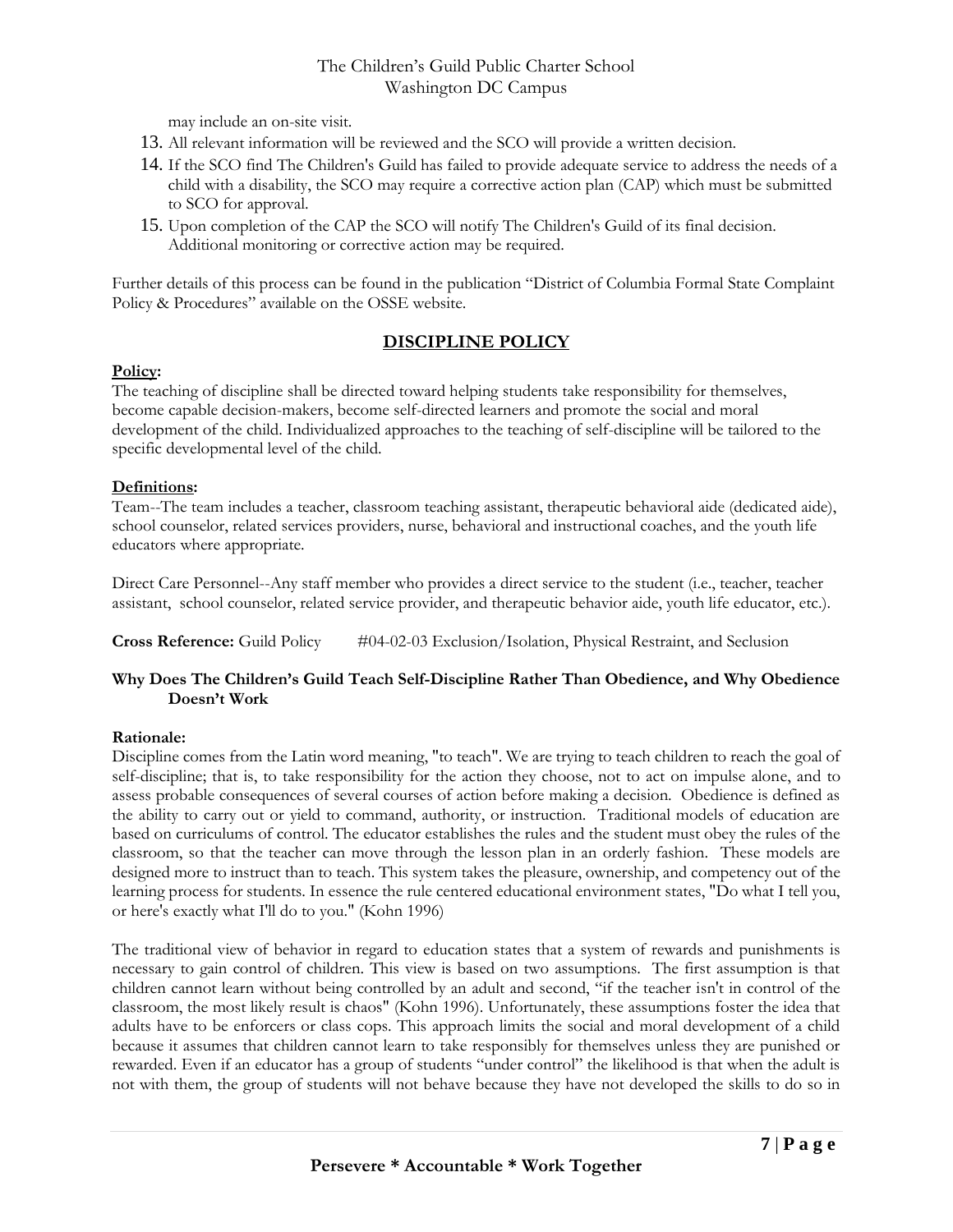may include an on-site visit.

13. All relevant information will be reviewed and the SCO will provide a written decision.
14. If the SCO find The Children's Guild has failed to provide adequate service to address the needs of a child with a disability, the SCO may require a corrective action plan (CAP) which must be submitted to SCO for approval.
15. Upon completion of the CAP the SCO will notify The Children's Guild of its final decision. Additional monitoring or corrective action may be required.

Further details of this process can be found in the publication "District of Columbia Formal State Complaint Policy & Procedures" available on the OSSE website.

## DISCIPLINE POLICY

**Policy:**
The teaching of discipline shall be directed toward helping students take responsibility for themselves, become capable decision-makers, become self-directed learners and promote the social and moral development of the child. Individualized approaches to the teaching of self-discipline will be tailored to the specific developmental level of the child.

**Definitions:**
Team--The team includes a teacher, classroom teaching assistant, therapeutic behavioral aide (dedicated aide), school counselor, related services providers, nurse, behavioral and instructional coaches, and the youth life educators where appropriate.

Direct Care Personnel--Any staff member who provides a direct service to the student (i.e., teacher, teacher assistant, school counselor, related service provider, and therapeutic behavior aide, youth life educator, etc.).

**Cross Reference:** Guild Policy #04-02-03 Exclusion/Isolation, Physical Restraint, and Seclusion

### Why Does The Children's Guild Teach Self-Discipline Rather Than Obedience, and Why Obedience Doesn't Work

**Rationale:**
Discipline comes from the Latin word meaning, "to teach". We are trying to teach children to reach the goal of self-discipline; that is, to take responsibility for the action they choose, not to act on impulse alone, and to assess probable consequences of several courses of action before making a decision. Obedience is defined as the ability to carry out or yield to command, authority, or instruction. Traditional models of education are based on curriculums of control. The educator establishes the rules and the student must obey the rules of the classroom, so that the teacher can move through the lesson plan in an orderly fashion. These models are designed more to instruct than to teach. This system takes the pleasure, ownership, and competency out of the learning process for students. In essence the rule centered educational environment states, "Do what I tell you, or here's exactly what I'll do to you." (Kohn 1996)

The traditional view of behavior in regard to education states that a system of rewards and punishments is necessary to gain control of children. This view is based on two assumptions. The first assumption is that children cannot learn without being controlled by an adult and second, "if the teacher isn't in control of the classroom, the most likely result is chaos" (Kohn 1996). Unfortunately, these assumptions foster the idea that adults have to be enforcers or class cops. This approach limits the social and moral development of a child because it assumes that children cannot learn to take responsibly for themselves unless they are punished or rewarded. Even if an educator has a group of students "under control" the likelihood is that when the adult is not with them, the group of students will not behave because they have not developed the skills to do so in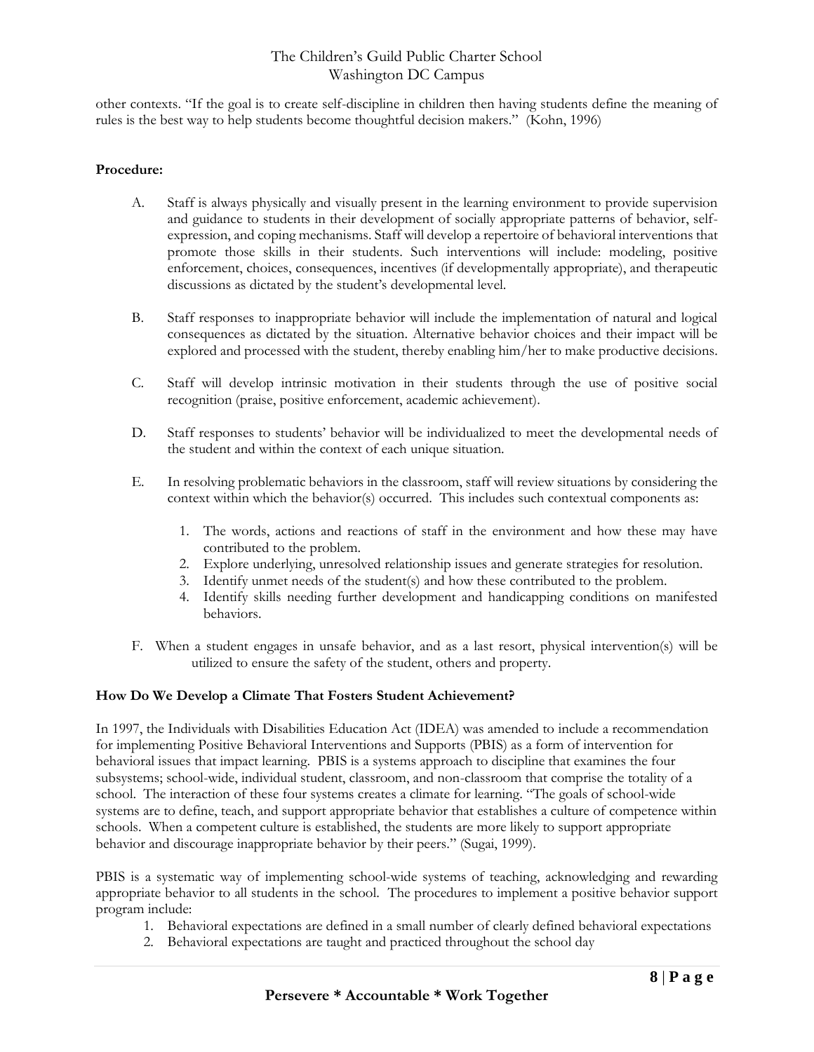other contexts. "If the goal is to create self-discipline in children then having students define the meaning of rules is the best way to help students become thoughtful decision makers." (Kohn, 1996)

**Procedure:**

A. Staff is always physically and visually present in the learning environment to provide supervision and guidance to students in their development of socially appropriate patterns of behavior, self-expression, and coping mechanisms. Staff will develop a repertoire of behavioral interventions that promote those skills in their students. Such interventions will include: modeling, positive enforcement, choices, consequences, incentives (if developmentally appropriate), and therapeutic discussions as dictated by the student's developmental level.

B. Staff responses to inappropriate behavior will include the implementation of natural and logical consequences as dictated by the situation. Alternative behavior choices and their impact will be explored and processed with the student, thereby enabling him/her to make productive decisions.

C. Staff will develop intrinsic motivation in their students through the use of positive social recognition (praise, positive enforcement, academic achievement).

D. Staff responses to students' behavior will be individualized to meet the developmental needs of the student and within the context of each unique situation.

E. In resolving problematic behaviors in the classroom, staff will review situations by considering the context within which the behavior(s) occurred. This includes such contextual components as:

   1. The words, actions and reactions of staff in the environment and how these may have contributed to the problem.
   2. Explore underlying, unresolved relationship issues and generate strategies for resolution.
   3. Identify unmet needs of the student(s) and how these contributed to the problem.
   4. Identify skills needing further development and handicapping conditions on manifested behaviors.

F. When a student engages in unsafe behavior, and as a last resort, physical intervention(s) will be utilized to ensure the safety of the student, others and property.

**How Do We Develop a Climate That Fosters Student Achievement?**

In 1997, the Individuals with Disabilities Education Act (IDEA) was amended to include a recommendation for implementing Positive Behavioral Interventions and Supports (PBIS) as a form of intervention for behavioral issues that impact learning. PBIS is a systems approach to discipline that examines the four subsystems; school-wide, individual student, classroom, and non-classroom that comprise the totality of a school. The interaction of these four systems creates a climate for learning. "The goals of school-wide systems are to define, teach, and support appropriate behavior that establishes a culture of competence within schools. When a competent culture is established, the students are more likely to support appropriate behavior and discourage inappropriate behavior by their peers." (Sugai, 1999).

PBIS is a systematic way of implementing school-wide systems of teaching, acknowledging and rewarding appropriate behavior to all students in the school. The procedures to implement a positive behavior support program include:

1. Behavioral expectations are defined in a small number of clearly defined behavioral expectations
2. Behavioral expectations are taught and practiced throughout the school day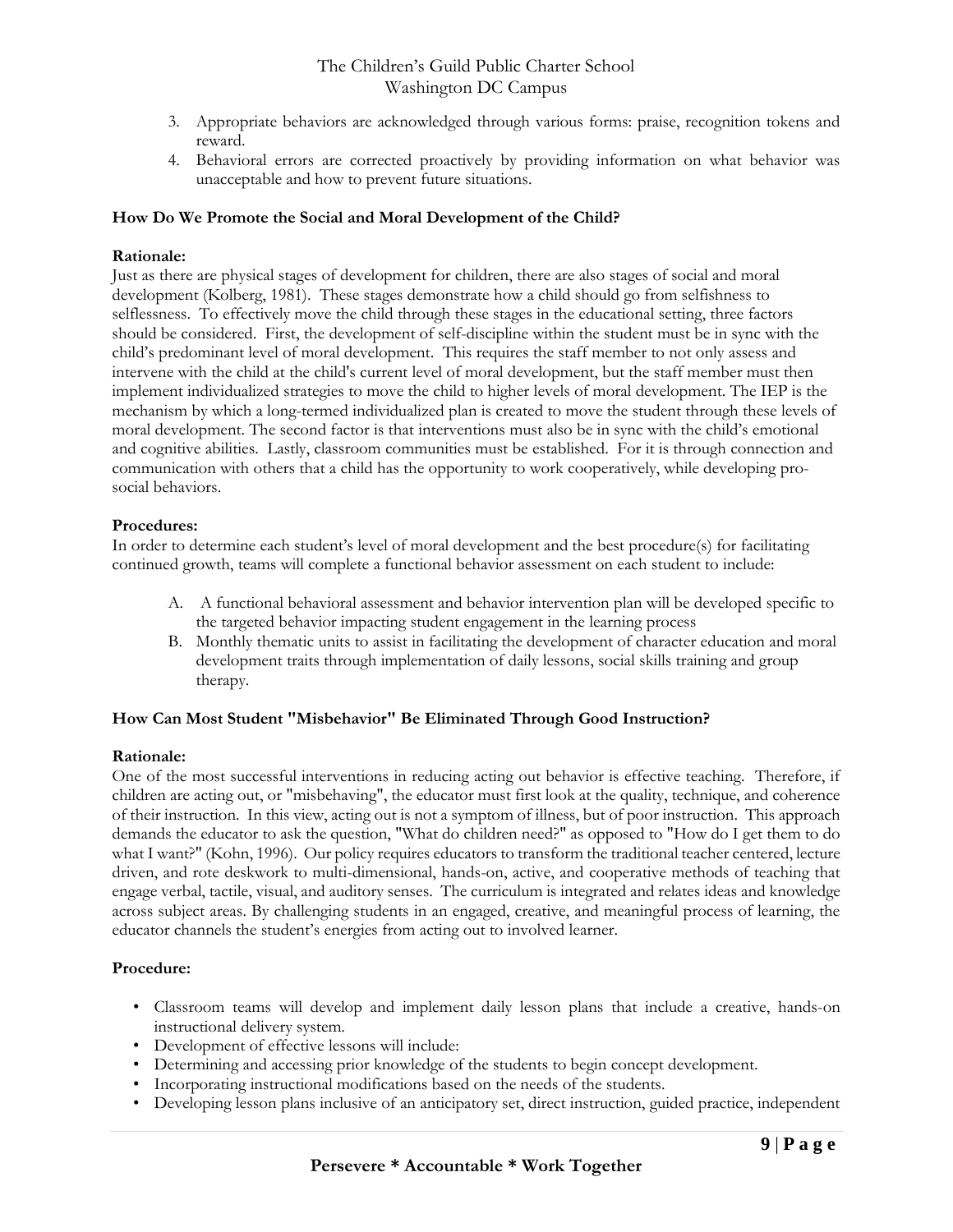3. Appropriate behaviors are acknowledged through various forms: praise, recognition tokens and reward.
4. Behavioral errors are corrected proactively by providing information on what behavior was unacceptable and how to prevent future situations.

**How Do We Promote the Social and Moral Development of the Child?**

**Rationale:**
Just as there are physical stages of development for children, there are also stages of social and moral development (Kolberg, 1981). These stages demonstrate how a child should go from selfishness to selflessness. To effectively move the child through these stages in the educational setting, three factors should be considered. First, the development of self-discipline within the student must be in sync with the child's predominant level of moral development. This requires the staff member to not only assess and intervene with the child at the child's current level of moral development, but the staff member must then implement individualized strategies to move the child to higher levels of moral development. The IEP is the mechanism by which a long-termed individualized plan is created to move the student through these levels of moral development. The second factor is that interventions must also be in sync with the child's emotional and cognitive abilities. Lastly, classroom communities must be established. For it is through connection and communication with others that a child has the opportunity to work cooperatively, while developing pro-social behaviors.

**Procedures:**
In order to determine each student's level of moral development and the best procedure(s) for facilitating continued growth, teams will complete a functional behavior assessment on each student to include:

A. A functional behavioral assessment and behavior intervention plan will be developed specific to the targeted behavior impacting student engagement in the learning process
B. Monthly thematic units to assist in facilitating the development of character education and moral development traits through implementation of daily lessons, social skills training and group therapy.

**How Can Most Student "Misbehavior" Be Eliminated Through Good Instruction?**

**Rationale:**
One of the most successful interventions in reducing acting out behavior is effective teaching. Therefore, if children are acting out, or "misbehaving", the educator must first look at the quality, technique, and coherence of their instruction. In this view, acting out is not a symptom of illness, but of poor instruction. This approach demands the educator to ask the question, "What do children need?" as opposed to "How do I get them to do what I want?" (Kohn, 1996). Our policy requires educators to transform the traditional teacher centered, lecture driven, and rote deskwork to multi-dimensional, hands-on, active, and cooperative methods of teaching that engage verbal, tactile, visual, and auditory senses. The curriculum is integrated and relates ideas and knowledge across subject areas. By challenging students in an engaged, creative, and meaningful process of learning, the educator channels the student's energies from acting out to involved learner.

**Procedure:**

- Classroom teams will develop and implement daily lesson plans that include a creative, hands-on instructional delivery system.
- Development of effective lessons will include:
- Determining and accessing prior knowledge of the students to begin concept development.
- Incorporating instructional modifications based on the needs of the students.
- Developing lesson plans inclusive of an anticipatory set, direct instruction, guided practice, independent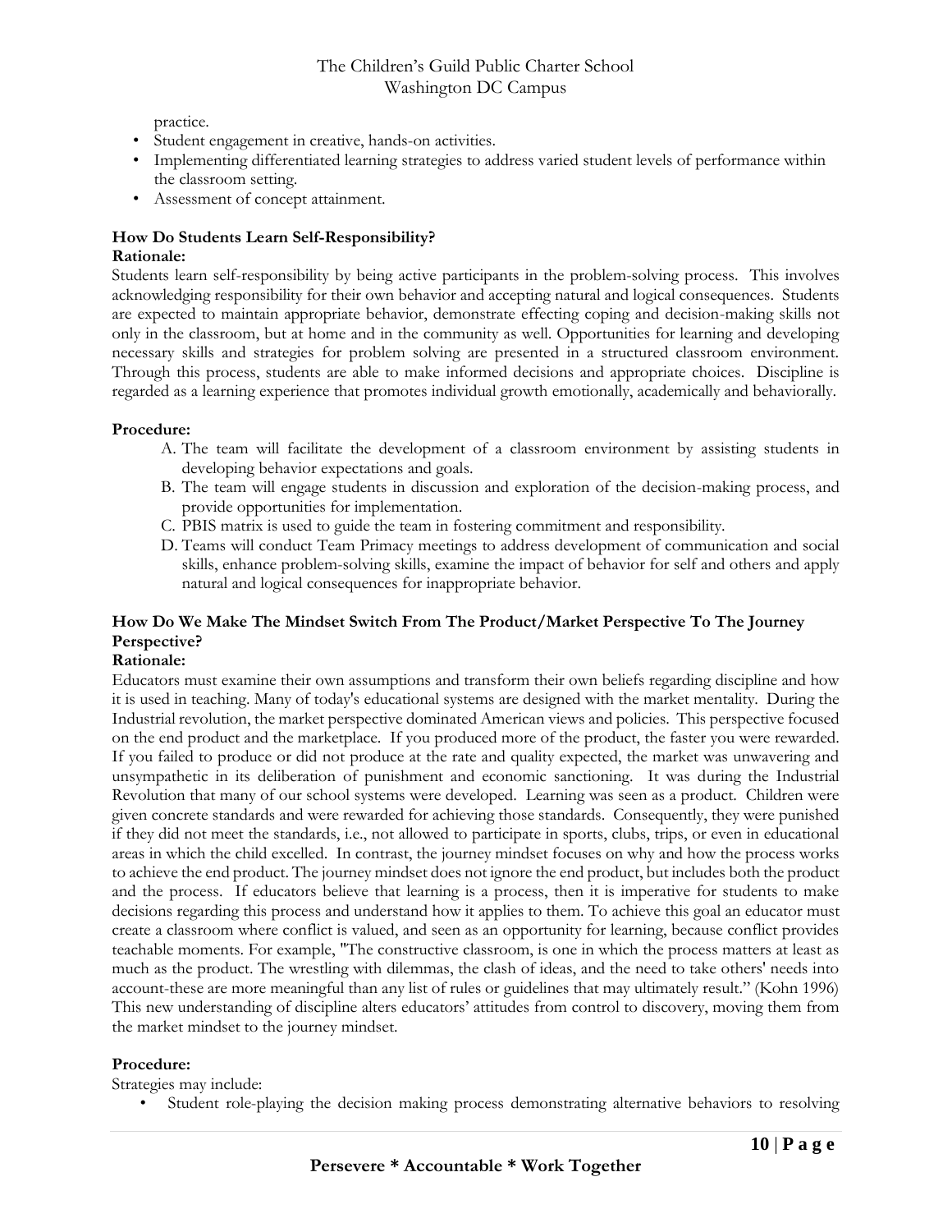practice.

- Student engagement in creative, hands-on activities.
- Implementing differentiated learning strategies to address varied student levels of performance within the classroom setting.
- Assessment of concept attainment.

**How Do Students Learn Self-Responsibility?**

**Rationale:**

Students learn self-responsibility by being active participants in the problem-solving process. This involves acknowledging responsibility for their own behavior and accepting natural and logical consequences. Students are expected to maintain appropriate behavior, demonstrate effecting coping and decision-making skills not only in the classroom, but at home and in the community as well. Opportunities for learning and developing necessary skills and strategies for problem solving are presented in a structured classroom environment. Through this process, students are able to make informed decisions and appropriate choices. Discipline is regarded as a learning experience that promotes individual growth emotionally, academically and behaviorally.

**Procedure:**

A. The team will facilitate the development of a classroom environment by assisting students in developing behavior expectations and goals.
B. The team will engage students in discussion and exploration of the decision-making process, and provide opportunities for implementation.
C. PBIS matrix is used to guide the team in fostering commitment and responsibility.
D. Teams will conduct Team Primacy meetings to address development of communication and social skills, enhance problem-solving skills, examine the impact of behavior for self and others and apply natural and logical consequences for inappropriate behavior.

**How Do We Make The Mindset Switch From The Product/Market Perspective To The Journey Perspective?**

**Rationale:**

Educators must examine their own assumptions and transform their own beliefs regarding discipline and how it is used in teaching. Many of today's educational systems are designed with the market mentality. During the Industrial revolution, the market perspective dominated American views and policies. This perspective focused on the end product and the marketplace. If you produced more of the product, the faster you were rewarded. If you failed to produce or did not produce at the rate and quality expected, the market was unwavering and unsympathetic in its deliberation of punishment and economic sanctioning. It was during the Industrial Revolution that many of our school systems were developed. Learning was seen as a product. Children were given concrete standards and were rewarded for achieving those standards. Consequently, they were punished if they did not meet the standards, i.e., not allowed to participate in sports, clubs, trips, or even in educational areas in which the child excelled. In contrast, the journey mindset focuses on why and how the process works to achieve the end product. The journey mindset does not ignore the end product, but includes both the product and the process. If educators believe that learning is a process, then it is imperative for students to make decisions regarding this process and understand how it applies to them. To achieve this goal an educator must create a classroom where conflict is valued, and seen as an opportunity for learning, because conflict provides teachable moments. For example, "The constructive classroom, is one in which the process matters at least as much as the product. The wrestling with dilemmas, the clash of ideas, and the need to take others' needs into account-these are more meaningful than any list of rules or guidelines that may ultimately result." (Kohn 1996) This new understanding of discipline alters educators' attitudes from control to discovery, moving them from the market mindset to the journey mindset.

**Procedure:**

Strategies may include:

- Student role-playing the decision making process demonstrating alternative behaviors to resolving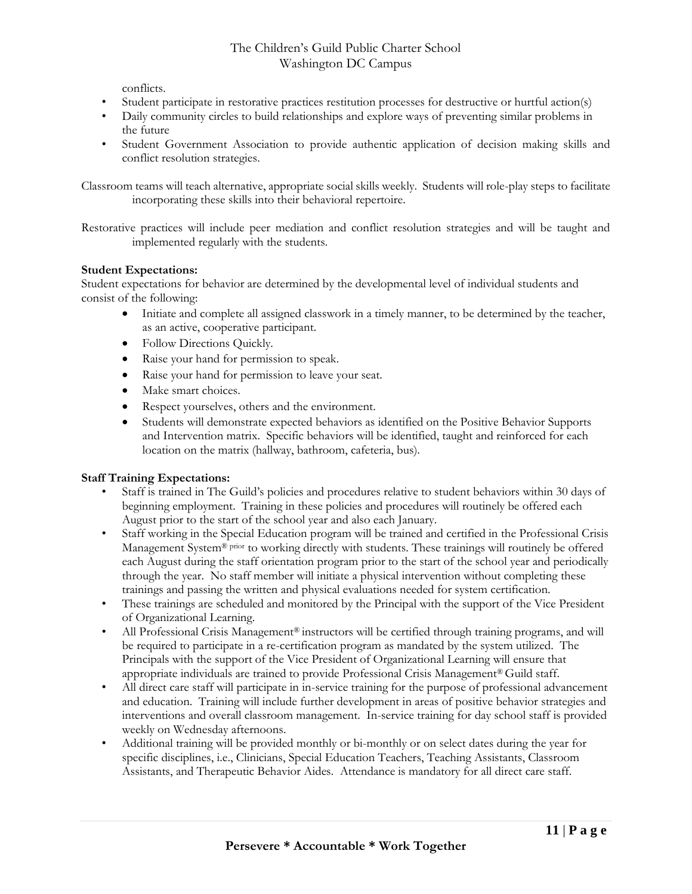conflicts.

- Student participate in restorative practices restitution processes for destructive or hurtful action(s)
- Daily community circles to build relationships and explore ways of preventing similar problems in the future
- Student Government Association to provide authentic application of decision making skills and conflict resolution strategies.

Classroom teams will teach alternative, appropriate social skills weekly. Students will role-play steps to facilitate incorporating these skills into their behavioral repertoire.

Restorative practices will include peer mediation and conflict resolution strategies and will be taught and implemented regularly with the students.

**Student Expectations:**
Student expectations for behavior are determined by the developmental level of individual students and consist of the following:

- Initiate and complete all assigned classwork in a timely manner, to be determined by the teacher, as an active, cooperative participant.
- Follow Directions Quickly.
- Raise your hand for permission to speak.
- Raise your hand for permission to leave your seat.
- Make smart choices.
- Respect yourselves, others and the environment.
- Students will demonstrate expected behaviors as identified on the Positive Behavior Supports and Intervention matrix. Specific behaviors will be identified, taught and reinforced for each location on the matrix (hallway, bathroom, cafeteria, bus).

**Staff Training Expectations:**

- Staff is trained in The Guild's policies and procedures relative to student behaviors within 30 days of beginning employment. Training in these policies and procedures will routinely be offered each August prior to the start of the school year and also each January.
- Staff working in the Special Education program will be trained and certified in the Professional Crisis Management System® prior to working directly with students. These trainings will routinely be offered each August during the staff orientation program prior to the start of the school year and periodically through the year. No staff member will initiate a physical intervention without completing these trainings and passing the written and physical evaluations needed for system certification.
- These trainings are scheduled and monitored by the Principal with the support of the Vice President of Organizational Learning.
- All Professional Crisis Management® instructors will be certified through training programs, and will be required to participate in a re-certification program as mandated by the system utilized. The Principals with the support of the Vice President of Organizational Learning will ensure that appropriate individuals are trained to provide Professional Crisis Management® Guild staff.
- All direct care staff will participate in in-service training for the purpose of professional advancement and education. Training will include further development in areas of positive behavior strategies and interventions and overall classroom management. In-service training for day school staff is provided weekly on Wednesday afternoons.
- Additional training will be provided monthly or bi-monthly or on select dates during the year for specific disciplines, i.e., Clinicians, Special Education Teachers, Teaching Assistants, Classroom Assistants, and Therapeutic Behavior Aides. Attendance is mandatory for all direct care staff.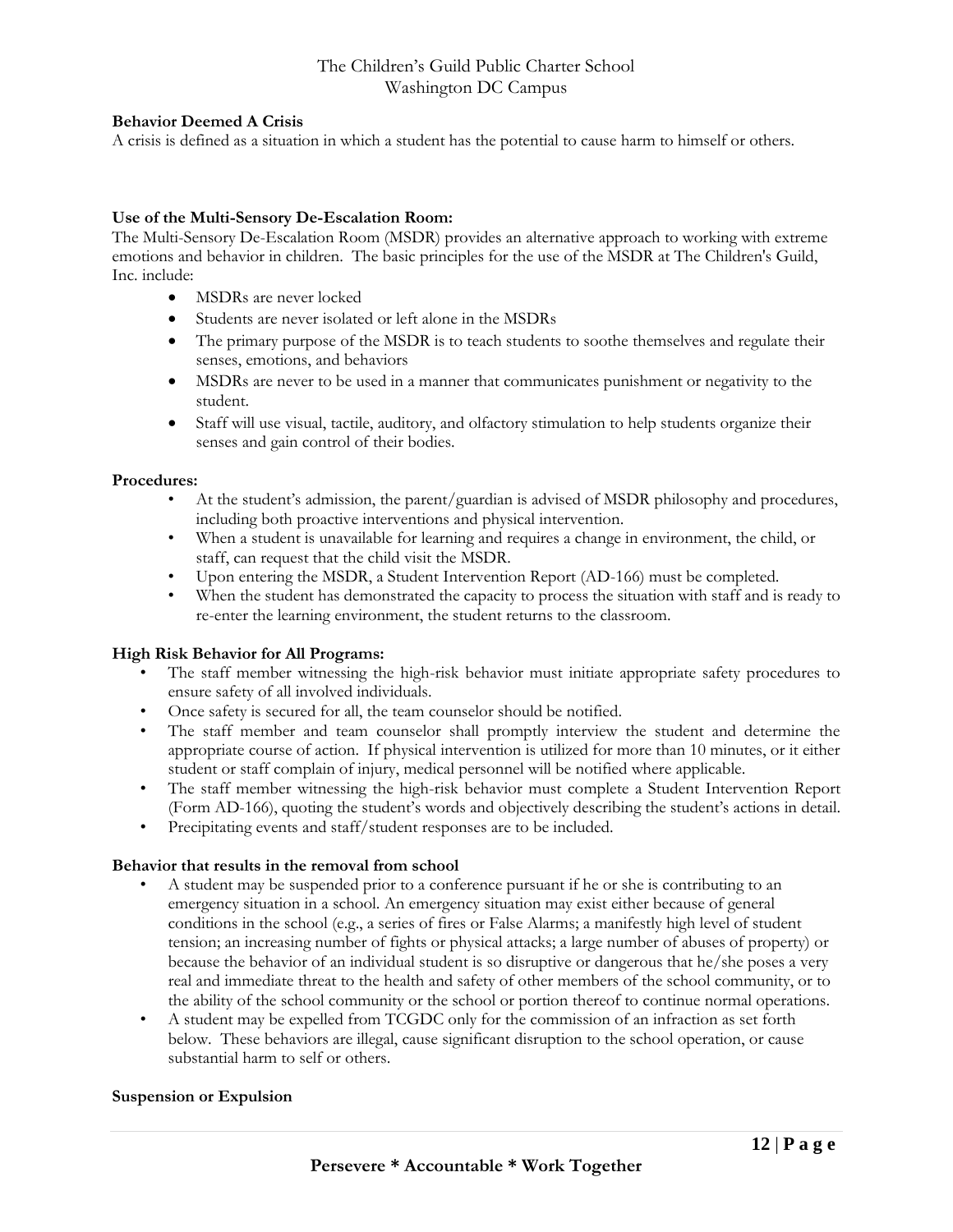**Behavior Deemed A Crisis**

A crisis is defined as a situation in which a student has the potential to cause harm to himself or others.

**Use of the Multi-Sensory De-Escalation Room:**

The Multi-Sensory De-Escalation Room (MSDR) provides an alternative approach to working with extreme emotions and behavior in children. The basic principles for the use of the MSDR at The Children's Guild, Inc. include:

- MSDRs are never locked
- Students are never isolated or left alone in the MSDRs
- The primary purpose of the MSDR is to teach students to soothe themselves and regulate their senses, emotions, and behaviors
- MSDRs are never to be used in a manner that communicates punishment or negativity to the student.
- Staff will use visual, tactile, auditory, and olfactory stimulation to help students organize their senses and gain control of their bodies.

**Procedures:**

- At the student's admission, the parent/guardian is advised of MSDR philosophy and procedures, including both proactive interventions and physical intervention.
- When a student is unavailable for learning and requires a change in environment, the child, or staff, can request that the child visit the MSDR.
- Upon entering the MSDR, a Student Intervention Report (AD-166) must be completed.
- When the student has demonstrated the capacity to process the situation with staff and is ready to re-enter the learning environment, the student returns to the classroom.

**High Risk Behavior for All Programs:**

- The staff member witnessing the high-risk behavior must initiate appropriate safety procedures to ensure safety of all involved individuals.
- Once safety is secured for all, the team counselor should be notified.
- The staff member and team counselor shall promptly interview the student and determine the appropriate course of action. If physical intervention is utilized for more than 10 minutes, or it either student or staff complain of injury, medical personnel will be notified where applicable.
- The staff member witnessing the high-risk behavior must complete a Student Intervention Report (Form AD-166), quoting the student's words and objectively describing the student's actions in detail.
- Precipitating events and staff/student responses are to be included.

**Behavior that results in the removal from school**

- A student may be suspended prior to a conference pursuant if he or she is contributing to an emergency situation in a school. An emergency situation may exist either because of general conditions in the school (e.g., a series of fires or False Alarms; a manifestly high level of student tension; an increasing number of fights or physical attacks; a large number of abuses of property) or because the behavior of an individual student is so disruptive or dangerous that he/she poses a very real and immediate threat to the health and safety of other members of the school community, or to the ability of the school community or the school or portion thereof to continue normal operations.
- A student may be expelled from TCGDC only for the commission of an infraction as set forth below. These behaviors are illegal, cause significant disruption to the school operation, or cause substantial harm to self or others.

**Suspension or Expulsion**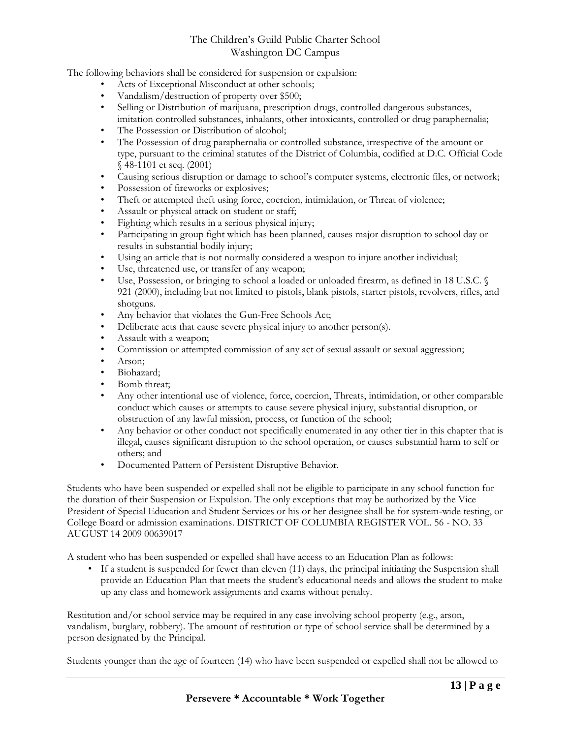The following behaviors shall be considered for suspension or expulsion:

- Acts of Exceptional Misconduct at other schools;
- Vandalism/destruction of property over $500;
- Selling or Distribution of marijuana, prescription drugs, controlled dangerous substances, imitation controlled substances, inhalants, other intoxicants, controlled or drug paraphernalia;
- The Possession or Distribution of alcohol;
- The Possession of drug paraphernalia or controlled substance, irrespective of the amount or type, pursuant to the criminal statutes of the District of Columbia, codified at D.C. Official Code § 48-1101 et seq. (2001)
- Causing serious disruption or damage to school's computer systems, electronic files, or network;
- Possession of fireworks or explosives;
- Theft or attempted theft using force, coercion, intimidation, or Threat of violence;
- Assault or physical attack on student or staff;
- Fighting which results in a serious physical injury;
- Participating in group fight which has been planned, causes major disruption to school day or results in substantial bodily injury;
- Using an article that is not normally considered a weapon to injure another individual;
- Use, threatened use, or transfer of any weapon;
- Use, Possession, or bringing to school a loaded or unloaded firearm, as defined in 18 U.S.C. § 921 (2000), including but not limited to pistols, blank pistols, starter pistols, revolvers, rifles, and shotguns.
- Any behavior that violates the Gun-Free Schools Act;
- Deliberate acts that cause severe physical injury to another person(s).
- Assault with a weapon;
- Commission or attempted commission of any act of sexual assault or sexual aggression;
- Arson;
- Biohazard;
- Bomb threat;
- Any other intentional use of violence, force, coercion, Threats, intimidation, or other comparable conduct which causes or attempts to cause severe physical injury, substantial disruption, or obstruction of any lawful mission, process, or function of the school;
- Any behavior or other conduct not specifically enumerated in any other tier in this chapter that is illegal, causes significant disruption to the school operation, or causes substantial harm to self or others; and
- Documented Pattern of Persistent Disruptive Behavior.

Students who have been suspended or expelled shall not be eligible to participate in any school function for the duration of their Suspension or Expulsion. The only exceptions that may be authorized by the Vice President of Special Education and Student Services or his or her designee shall be for system-wide testing, or College Board or admission examinations. DISTRICT OF COLUMBIA REGISTER VOL. 56 - NO. 33 AUGUST 14 2009 00639017

A student who has been suspended or expelled shall have access to an Education Plan as follows:

- If a student is suspended for fewer than eleven (11) days, the principal initiating the Suspension shall provide an Education Plan that meets the student's educational needs and allows the student to make up any class and homework assignments and exams without penalty.

Restitution and/or school service may be required in any case involving school property (e.g., arson, vandalism, burglary, robbery). The amount of restitution or type of school service shall be determined by a person designated by the Principal.

Students younger than the age of fourteen (14) who have been suspended or expelled shall not be allowed to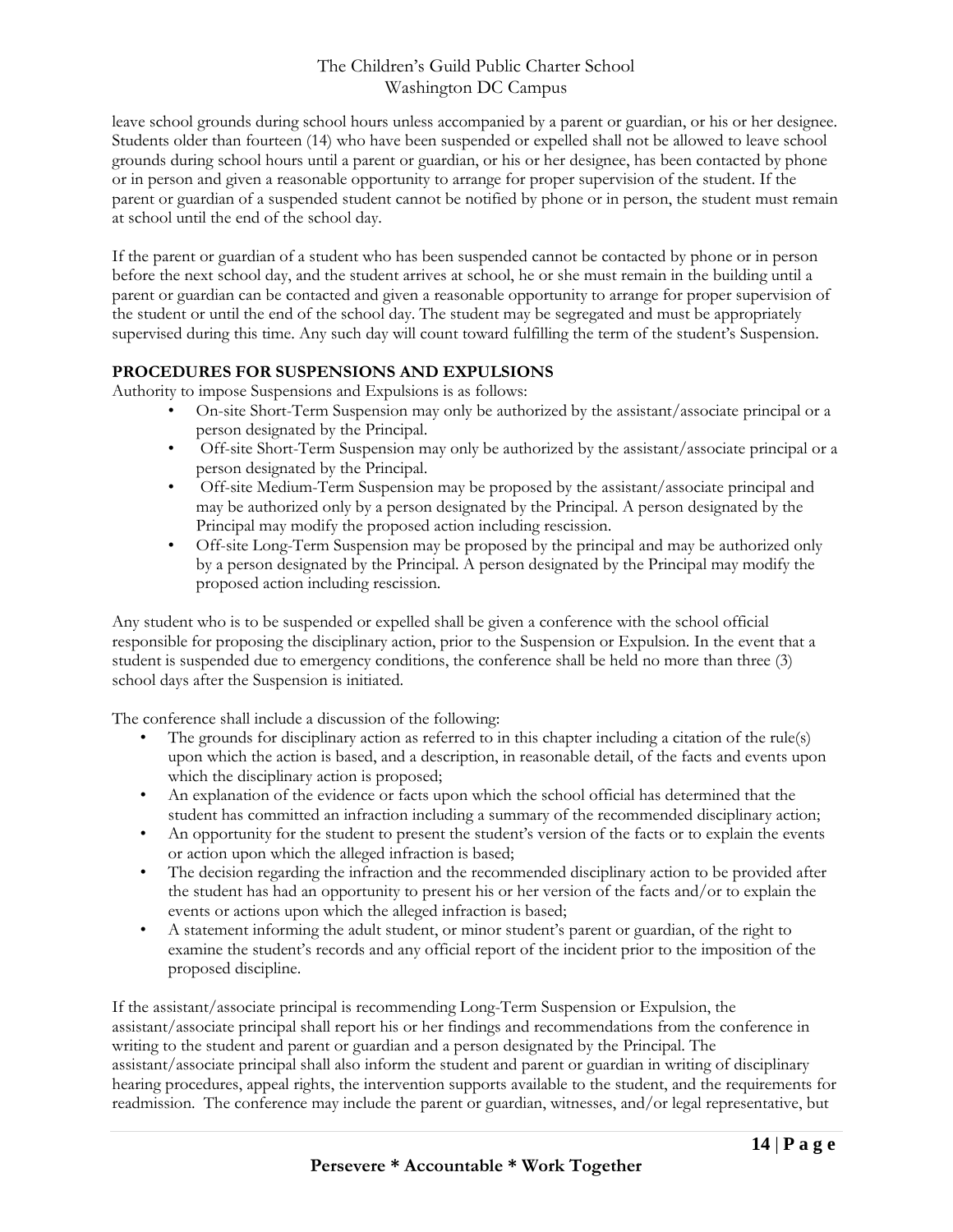leave school grounds during school hours unless accompanied by a parent or guardian, or his or her designee. Students older than fourteen (14) who have been suspended or expelled shall not be allowed to leave school grounds during school hours until a parent or guardian, or his or her designee, has been contacted by phone or in person and given a reasonable opportunity to arrange for proper supervision of the student. If the parent or guardian of a suspended student cannot be notified by phone or in person, the student must remain at school until the end of the school day.

If the parent or guardian of a student who has been suspended cannot be contacted by phone or in person before the next school day, and the student arrives at school, he or she must remain in the building until a parent or guardian can be contacted and given a reasonable opportunity to arrange for proper supervision of the student or until the end of the school day. The student may be segregated and must be appropriately supervised during this time. Any such day will count toward fulfilling the term of the student's Suspension.

**PROCEDURES FOR SUSPENSIONS AND EXPULSIONS**

Authority to impose Suspensions and Expulsions is as follows:

- On-site Short-Term Suspension may only be authorized by the assistant/associate principal or a person designated by the Principal.
- Off-site Short-Term Suspension may only be authorized by the assistant/associate principal or a person designated by the Principal.
- Off-site Medium-Term Suspension may be proposed by the assistant/associate principal and may be authorized only by a person designated by the Principal. A person designated by the Principal may modify the proposed action including rescission.
- Off-site Long-Term Suspension may be proposed by the principal and may be authorized only by a person designated by the Principal. A person designated by the Principal may modify the proposed action including rescission.

Any student who is to be suspended or expelled shall be given a conference with the school official responsible for proposing the disciplinary action, prior to the Suspension or Expulsion. In the event that a student is suspended due to emergency conditions, the conference shall be held no more than three (3) school days after the Suspension is initiated.

The conference shall include a discussion of the following:

- The grounds for disciplinary action as referred to in this chapter including a citation of the rule(s) upon which the action is based, and a description, in reasonable detail, of the facts and events upon which the disciplinary action is proposed;
- An explanation of the evidence or facts upon which the school official has determined that the student has committed an infraction including a summary of the recommended disciplinary action;
- An opportunity for the student to present the student's version of the facts or to explain the events or action upon which the alleged infraction is based;
- The decision regarding the infraction and the recommended disciplinary action to be provided after the student has had an opportunity to present his or her version of the facts and/or to explain the events or actions upon which the alleged infraction is based;
- A statement informing the adult student, or minor student's parent or guardian, of the right to examine the student's records and any official report of the incident prior to the imposition of the proposed discipline.

If the assistant/associate principal is recommending Long-Term Suspension or Expulsion, the assistant/associate principal shall report his or her findings and recommendations from the conference in writing to the student and parent or guardian and a person designated by the Principal. The assistant/associate principal shall also inform the student and parent or guardian in writing of disciplinary hearing procedures, appeal rights, the intervention supports available to the student, and the requirements for readmission. The conference may include the parent or guardian, witnesses, and/or legal representative, but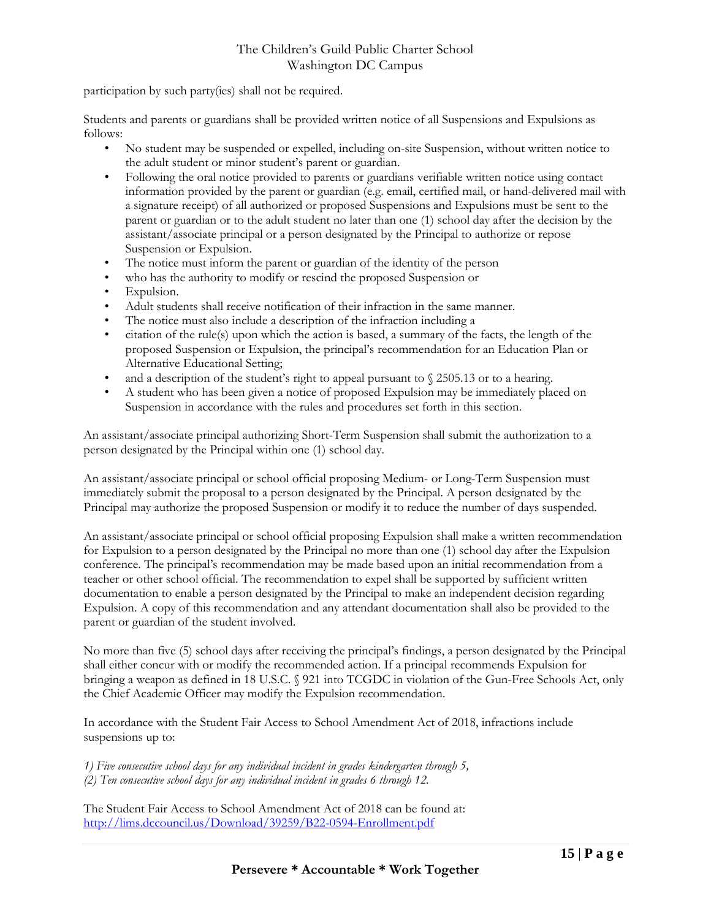participation by such party(ies) shall not be required.

Students and parents or guardians shall be provided written notice of all Suspensions and Expulsions as follows:

- No student may be suspended or expelled, including on-site Suspension, without written notice to the adult student or minor student's parent or guardian.
- Following the oral notice provided to parents or guardians verifiable written notice using contact information provided by the parent or guardian (e.g. email, certified mail, or hand-delivered mail with a signature receipt) of all authorized or proposed Suspensions and Expulsions must be sent to the parent or guardian or to the adult student no later than one (1) school day after the decision by the assistant/associate principal or a person designated by the Principal to authorize or repose Suspension or Expulsion.
- The notice must inform the parent or guardian of the identity of the person
- who has the authority to modify or rescind the proposed Suspension or
- Expulsion.
- Adult students shall receive notification of their infraction in the same manner.
- The notice must also include a description of the infraction including a
- citation of the rule(s) upon which the action is based, a summary of the facts, the length of the proposed Suspension or Expulsion, the principal's recommendation for an Education Plan or Alternative Educational Setting;
- and a description of the student's right to appeal pursuant to § 2505.13 or to a hearing.
- A student who has been given a notice of proposed Expulsion may be immediately placed on Suspension in accordance with the rules and procedures set forth in this section.

An assistant/associate principal authorizing Short-Term Suspension shall submit the authorization to a person designated by the Principal within one (1) school day.

An assistant/associate principal or school official proposing Medium- or Long-Term Suspension must immediately submit the proposal to a person designated by the Principal. A person designated by the Principal may authorize the proposed Suspension or modify it to reduce the number of days suspended.

An assistant/associate principal or school official proposing Expulsion shall make a written recommendation for Expulsion to a person designated by the Principal no more than one (1) school day after the Expulsion conference. The principal's recommendation may be made based upon an initial recommendation from a teacher or other school official. The recommendation to expel shall be supported by sufficient written documentation to enable a person designated by the Principal to make an independent decision regarding Expulsion. A copy of this recommendation and any attendant documentation shall also be provided to the parent or guardian of the student involved.

No more than five (5) school days after receiving the principal's findings, a person designated by the Principal shall either concur with or modify the recommended action. If a principal recommends Expulsion for bringing a weapon as defined in 18 U.S.C. § 921 into TCGDC in violation of the Gun-Free Schools Act, only the Chief Academic Officer may modify the Expulsion recommendation.

In accordance with the Student Fair Access to School Amendment Act of 2018, infractions include suspensions up to:

*1) Five consecutive school days for any individual incident in grades kindergarten through 5,*
*(2) Ten consecutive school days for any individual incident in grades 6 through 12.*

The Student Fair Access to School Amendment Act of 2018 can be found at:
[http://lims.dccouncil.us/Download/39259/B22-0594-Enrollment.pdf](http://lims.dccouncil.us/Download/39259/B22-0594-Enrollment.pdf)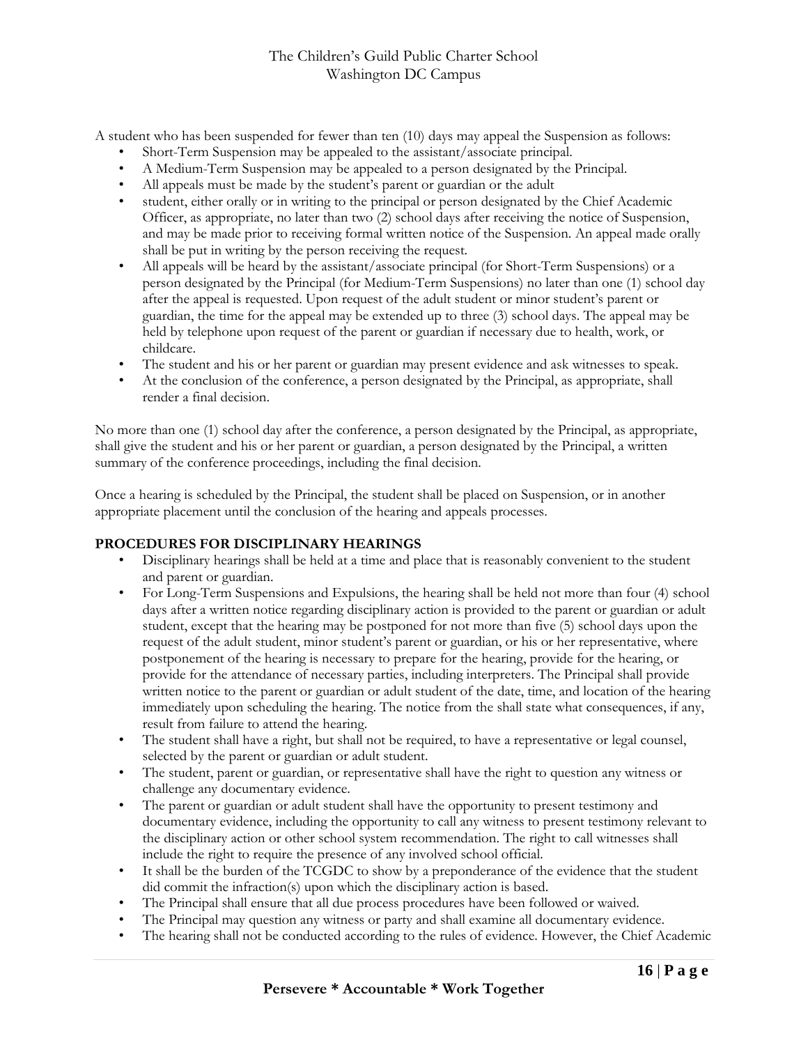A student who has been suspended for fewer than ten (10) days may appeal the Suspension as follows:

- Short-Term Suspension may be appealed to the assistant/associate principal.
- A Medium-Term Suspension may be appealed to a person designated by the Principal.
- All appeals must be made by the student's parent or guardian or the adult
- student, either orally or in writing to the principal or person designated by the Chief Academic Officer, as appropriate, no later than two (2) school days after receiving the notice of Suspension, and may be made prior to receiving formal written notice of the Suspension. An appeal made orally shall be put in writing by the person receiving the request.
- All appeals will be heard by the assistant/associate principal (for Short-Term Suspensions) or a person designated by the Principal (for Medium-Term Suspensions) no later than one (1) school day after the appeal is requested. Upon request of the adult student or minor student's parent or guardian, the time for the appeal may be extended up to three (3) school days. The appeal may be held by telephone upon request of the parent or guardian if necessary due to health, work, or childcare.
- The student and his or her parent or guardian may present evidence and ask witnesses to speak.
- At the conclusion of the conference, a person designated by the Principal, as appropriate, shall render a final decision.

No more than one (1) school day after the conference, a person designated by the Principal, as appropriate, shall give the student and his or her parent or guardian, a person designated by the Principal, a written summary of the conference proceedings, including the final decision.

Once a hearing is scheduled by the Principal, the student shall be placed on Suspension, or in another appropriate placement until the conclusion of the hearing and appeals processes.

**PROCEDURES FOR DISCIPLINARY HEARINGS**

- Disciplinary hearings shall be held at a time and place that is reasonably convenient to the student and parent or guardian.
- For Long-Term Suspensions and Expulsions, the hearing shall be held not more than four (4) school days after a written notice regarding disciplinary action is provided to the parent or guardian or adult student, except that the hearing may be postponed for not more than five (5) school days upon the request of the adult student, minor student's parent or guardian, or his or her representative, where postponement of the hearing is necessary to prepare for the hearing, provide for the hearing, or provide for the attendance of necessary parties, including interpreters. The Principal shall provide written notice to the parent or guardian or adult student of the date, time, and location of the hearing immediately upon scheduling the hearing. The notice from the shall state what consequences, if any, result from failure to attend the hearing.
- The student shall have a right, but shall not be required, to have a representative or legal counsel, selected by the parent or guardian or adult student.
- The student, parent or guardian, or representative shall have the right to question any witness or challenge any documentary evidence.
- The parent or guardian or adult student shall have the opportunity to present testimony and documentary evidence, including the opportunity to call any witness to present testimony relevant to the disciplinary action or other school system recommendation. The right to call witnesses shall include the right to require the presence of any involved school official.
- It shall be the burden of the TCGDC to show by a preponderance of the evidence that the student did commit the infraction(s) upon which the disciplinary action is based.
- The Principal shall ensure that all due process procedures have been followed or waived.
- The Principal may question any witness or party and shall examine all documentary evidence.
- The hearing shall not be conducted according to the rules of evidence. However, the Chief Academic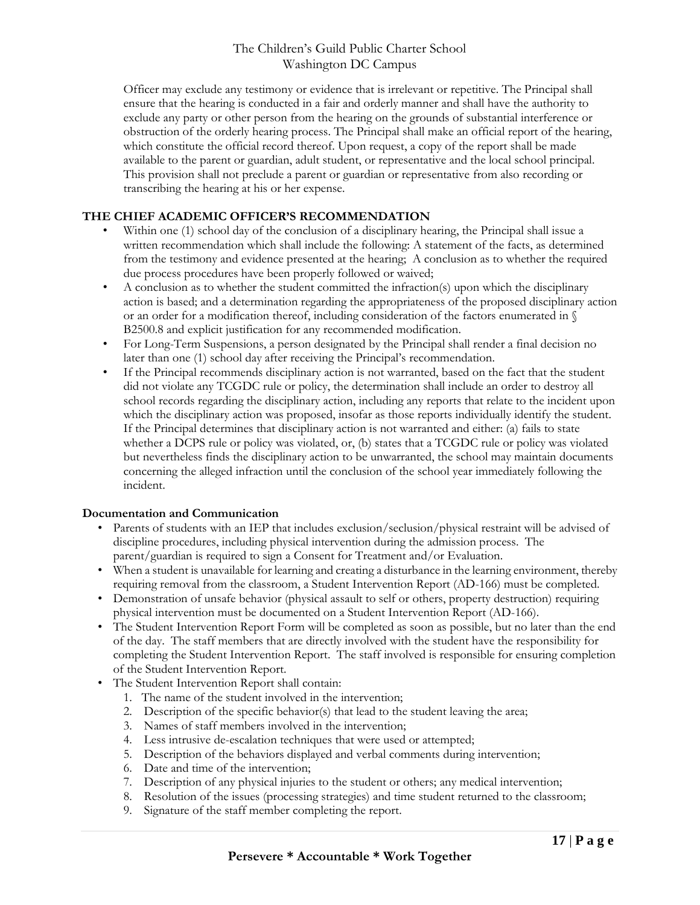Officer may exclude any testimony or evidence that is irrelevant or repetitive. The Principal shall ensure that the hearing is conducted in a fair and orderly manner and shall have the authority to exclude any party or other person from the hearing on the grounds of substantial interference or obstruction of the orderly hearing process. The Principal shall make an official report of the hearing, which constitute the official record thereof. Upon request, a copy of the report shall be made available to the parent or guardian, adult student, or representative and the local school principal. This provision shall not preclude a parent or guardian or representative from also recording or transcribing the hearing at his or her expense.

**THE CHIEF ACADEMIC OFFICER'S RECOMMENDATION**

- Within one (1) school day of the conclusion of a disciplinary hearing, the Principal shall issue a written recommendation which shall include the following: A statement of the facts, as determined from the testimony and evidence presented at the hearing; A conclusion as to whether the required due process procedures have been properly followed or waived;
- A conclusion as to whether the student committed the infraction(s) upon which the disciplinary action is based; and a determination regarding the appropriateness of the proposed disciplinary action or an order for a modification thereof, including consideration of the factors enumerated in § B2500.8 and explicit justification for any recommended modification.
- For Long-Term Suspensions, a person designated by the Principal shall render a final decision no later than one (1) school day after receiving the Principal's recommendation.
- If the Principal recommends disciplinary action is not warranted, based on the fact that the student did not violate any TCGDC rule or policy, the determination shall include an order to destroy all school records regarding the disciplinary action, including any reports that relate to the incident upon which the disciplinary action was proposed, insofar as those reports individually identify the student. If the Principal determines that disciplinary action is not warranted and either: (a) fails to state whether a DCPS rule or policy was violated, or, (b) states that a TCGDC rule or policy was violated but nevertheless finds the disciplinary action to be unwarranted, the school may maintain documents concerning the alleged infraction until the conclusion of the school year immediately following the incident.

**Documentation and Communication**

- Parents of students with an IEP that includes exclusion/seclusion/physical restraint will be advised of discipline procedures, including physical intervention during the admission process. The parent/guardian is required to sign a Consent for Treatment and/or Evaluation.
- When a student is unavailable for learning and creating a disturbance in the learning environment, thereby requiring removal from the classroom, a Student Intervention Report (AD-166) must be completed.
- Demonstration of unsafe behavior (physical assault to self or others, property destruction) requiring physical intervention must be documented on a Student Intervention Report (AD-166).
- The Student Intervention Report Form will be completed as soon as possible, but no later than the end of the day. The staff members that are directly involved with the student have the responsibility for completing the Student Intervention Report. The staff involved is responsible for ensuring completion of the Student Intervention Report.
- The Student Intervention Report shall contain:
  1. The name of the student involved in the intervention;
  2. Description of the specific behavior(s) that lead to the student leaving the area;
  3. Names of staff members involved in the intervention;
  4. Less intrusive de-escalation techniques that were used or attempted;
  5. Description of the behaviors displayed and verbal comments during intervention;
  6. Date and time of the intervention;
  7. Description of any physical injuries to the student or others; any medical intervention;
  8. Resolution of the issues (processing strategies) and time student returned to the classroom;
  9. Signature of the staff member completing the report.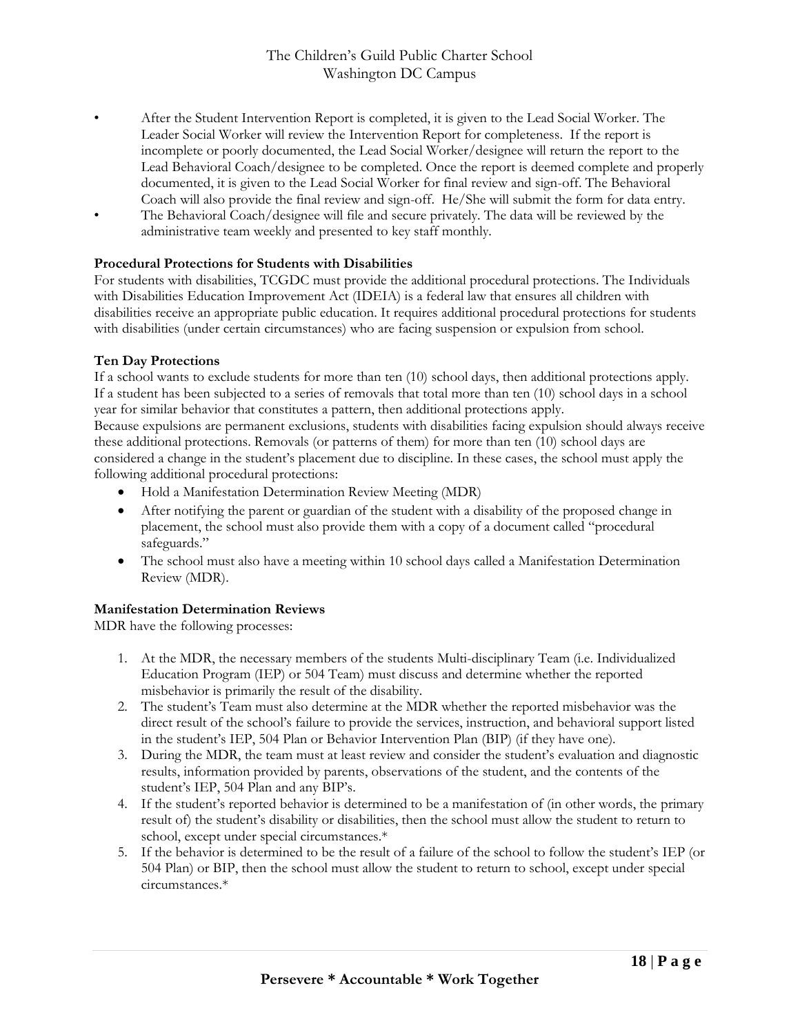- After the Student Intervention Report is completed, it is given to the Lead Social Worker. The Leader Social Worker will review the Intervention Report for completeness. If the report is incomplete or poorly documented, the Lead Social Worker/designee will return the report to the Lead Behavioral Coach/designee to be completed. Once the report is deemed complete and properly documented, it is given to the Lead Social Worker for final review and sign-off. The Behavioral Coach will also provide the final review and sign-off. He/She will submit the form for data entry.
- The Behavioral Coach/designee will file and secure privately. The data will be reviewed by the administrative team weekly and presented to key staff monthly.

**Procedural Protections for Students with Disabilities**

For students with disabilities, TCGDC must provide the additional procedural protections. The Individuals with Disabilities Education Improvement Act (IDEIA) is a federal law that ensures all children with disabilities receive an appropriate public education. It requires additional procedural protections for students with disabilities (under certain circumstances) who are facing suspension or expulsion from school.

**Ten Day Protections**

If a school wants to exclude students for more than ten (10) school days, then additional protections apply. If a student has been subjected to a series of removals that total more than ten (10) school days in a school year for similar behavior that constitutes a pattern, then additional protections apply.

Because expulsions are permanent exclusions, students with disabilities facing expulsion should always receive these additional protections. Removals (or patterns of them) for more than ten (10) school days are considered a change in the student's placement due to discipline. In these cases, the school must apply the following additional procedural protections:

- Hold a Manifestation Determination Review Meeting (MDR)
- After notifying the parent or guardian of the student with a disability of the proposed change in placement, the school must also provide them with a copy of a document called "procedural safeguards."
- The school must also have a meeting within 10 school days called a Manifestation Determination Review (MDR).

**Manifestation Determination Reviews**

MDR have the following processes:

1. At the MDR, the necessary members of the students Multi-disciplinary Team (i.e. Individualized Education Program (IEP) or 504 Team) must discuss and determine whether the reported misbehavior is primarily the result of the disability.
2. The student's Team must also determine at the MDR whether the reported misbehavior was the direct result of the school's failure to provide the services, instruction, and behavioral support listed in the student's IEP, 504 Plan or Behavior Intervention Plan (BIP) (if they have one).
3. During the MDR, the team must at least review and consider the student's evaluation and diagnostic results, information provided by parents, observations of the student, and the contents of the student's IEP, 504 Plan and any BIP's.
4. If the student's reported behavior is determined to be a manifestation of (in other words, the primary result of) the student's disability or disabilities, then the school must allow the student to return to school, except under special circumstances.*
5. If the behavior is determined to be the result of a failure of the school to follow the student's IEP (or 504 Plan) or BIP, then the school must allow the student to return to school, except under special circumstances.*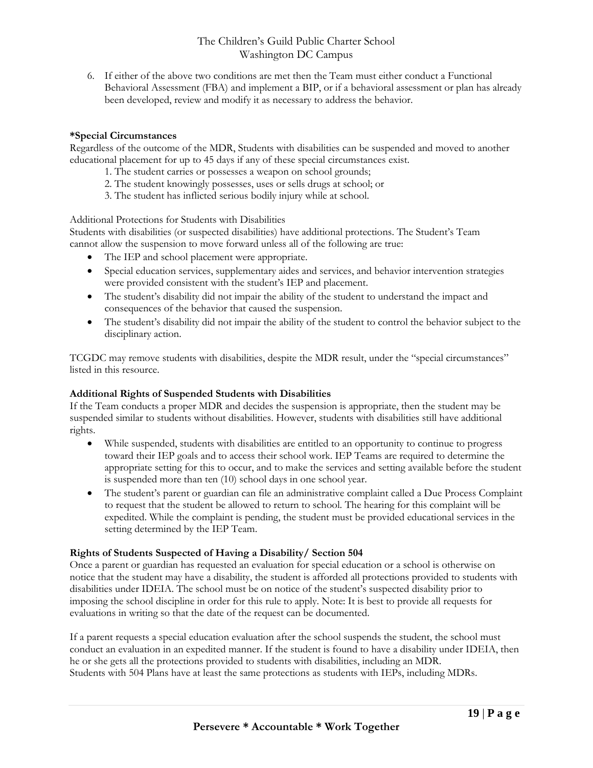6. If either of the above two conditions are met then the Team must either conduct a Functional Behavioral Assessment (FBA) and implement a BIP, or if a behavioral assessment or plan has already been developed, review and modify it as necessary to address the behavior.

**\*Special Circumstances**

Regardless of the outcome of the MDR, Students with disabilities can be suspended and moved to another educational placement for up to 45 days if any of these special circumstances exist.

1. The student carries or possesses a weapon on school grounds;
2. The student knowingly possesses, uses or sells drugs at school; or
3. The student has inflicted serious bodily injury while at school.

Additional Protections for Students with Disabilities

Students with disabilities (or suspected disabilities) have additional protections. The Student's Team cannot allow the suspension to move forward unless all of the following are true:

- The IEP and school placement were appropriate.
- Special education services, supplementary aides and services, and behavior intervention strategies were provided consistent with the student's IEP and placement.
- The student's disability did not impair the ability of the student to understand the impact and consequences of the behavior that caused the suspension.
- The student's disability did not impair the ability of the student to control the behavior subject to the disciplinary action.

TCGDC may remove students with disabilities, despite the MDR result, under the "special circumstances" listed in this resource.

**Additional Rights of Suspended Students with Disabilities**

If the Team conducts a proper MDR and decides the suspension is appropriate, then the student may be suspended similar to students without disabilities. However, students with disabilities still have additional rights.

- While suspended, students with disabilities are entitled to an opportunity to continue to progress toward their IEP goals and to access their school work. IEP Teams are required to determine the appropriate setting for this to occur, and to make the services and setting available before the student is suspended more than ten (10) school days in one school year.
- The student's parent or guardian can file an administrative complaint called a Due Process Complaint to request that the student be allowed to return to school. The hearing for this complaint will be expedited. While the complaint is pending, the student must be provided educational services in the setting determined by the IEP Team.

**Rights of Students Suspected of Having a Disability/ Section 504**

Once a parent or guardian has requested an evaluation for special education or a school is otherwise on notice that the student may have a disability, the student is afforded all protections provided to students with disabilities under IDEIA. The school must be on notice of the student's suspected disability prior to imposing the school discipline in order for this rule to apply. Note: It is best to provide all requests for evaluations in writing so that the date of the request can be documented.

If a parent requests a special education evaluation after the school suspends the student, the school must conduct an evaluation in an expedited manner. If the student is found to have a disability under IDEIA, then he or she gets all the protections provided to students with disabilities, including an MDR.
Students with 504 Plans have at least the same protections as students with IEPs, including MDRs.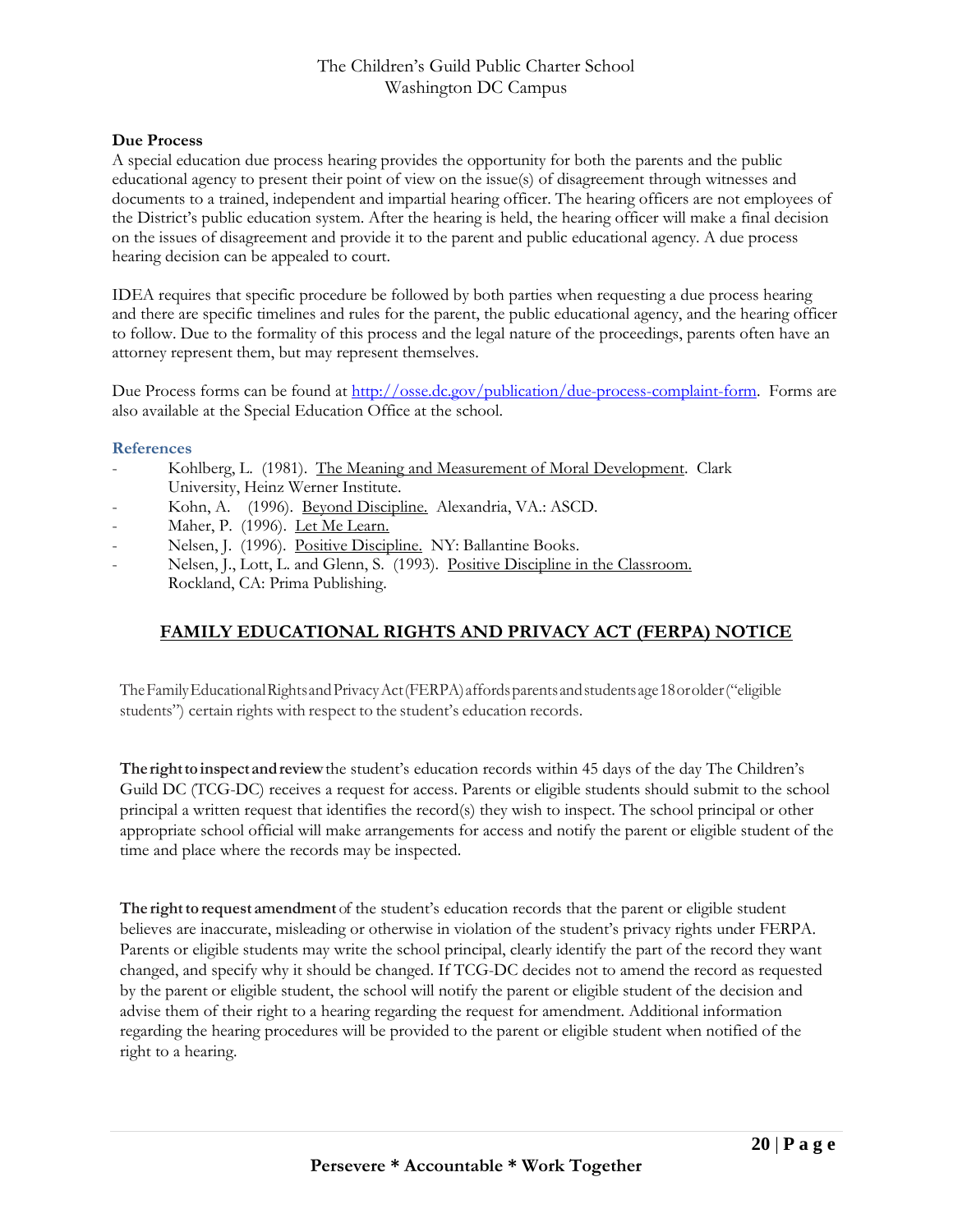**Due Process**

A special education due process hearing provides the opportunity for both the parents and the public educational agency to present their point of view on the issue(s) of disagreement through witnesses and documents to a trained, independent and impartial hearing officer. The hearing officers are not employees of the District's public education system. After the hearing is held, the hearing officer will make a final decision on the issues of disagreement and provide it to the parent and public educational agency. A due process hearing decision can be appealed to court.

IDEA requires that specific procedure be followed by both parties when requesting a due process hearing and there are specific timelines and rules for the parent, the public educational agency, and the hearing officer to follow. Due to the formality of this process and the legal nature of the proceedings, parents often have an attorney represent them, but may represent themselves.

Due Process forms can be found at [http://osse.dc.gov/publication/due-process-complaint-form](http://osse.dc.gov/publication/due-process-complaint-form). Forms are also available at the Special Education Office at the school.

### References

- Kohlberg, L. (1981). The Meaning and Measurement of Moral Development. Clark University, Heinz Werner Institute.
- Kohn, A. (1996). Beyond Discipline. Alexandria, VA.: ASCD.
- Maher, P. (1996). Let Me Learn.
- Nelsen, J. (1996). Positive Discipline. NY: Ballantine Books.
- Nelsen, J., Lott, L. and Glenn, S. (1993). Positive Discipline in the Classroom. Rockland, CA: Prima Publishing.

## FAMILY EDUCATIONAL RIGHTS AND PRIVACY ACT (FERPA) NOTICE

The Family Educational Rights and Privacy Act (FERPA) affords parents and students age 18 or older ("eligible students") certain rights with respect to the student's education records.

**The right to inspect and review** the student's education records within 45 days of the day The Children's Guild DC (TCG-DC) receives a request for access. Parents or eligible students should submit to the school principal a written request that identifies the record(s) they wish to inspect. The school principal or other appropriate school official will make arrangements for access and notify the parent or eligible student of the time and place where the records may be inspected.

**The right to request amendment** of the student's education records that the parent or eligible student believes are inaccurate, misleading or otherwise in violation of the student's privacy rights under FERPA. Parents or eligible students may write the school principal, clearly identify the part of the record they want changed, and specify why it should be changed. If TCG-DC decides not to amend the record as requested by the parent or eligible student, the school will notify the parent or eligible student of the decision and advise them of their right to a hearing regarding the request for amendment. Additional information regarding the hearing procedures will be provided to the parent or eligible student when notified of the right to a hearing.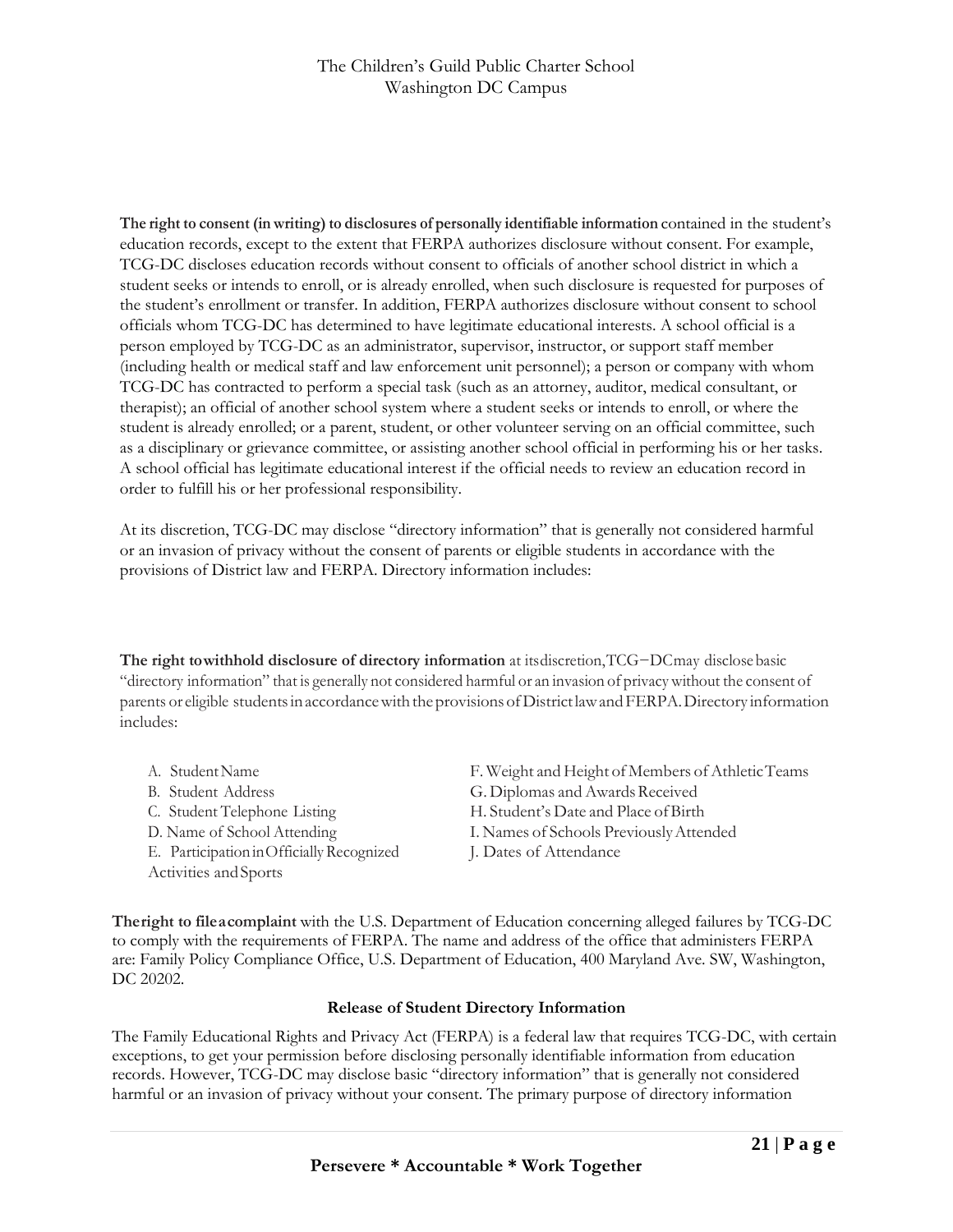**The right to consent (in writing) to disclosures of personally identifiable information** contained in the student's education records, except to the extent that FERPA authorizes disclosure without consent. For example, TCG-DC discloses education records without consent to officials of another school district in which a student seeks or intends to enroll, or is already enrolled, when such disclosure is requested for purposes of the student's enrollment or transfer. In addition, FERPA authorizes disclosure without consent to school officials whom TCG-DC has determined to have legitimate educational interests. A school official is a person employed by TCG-DC as an administrator, supervisor, instructor, or support staff member (including health or medical staff and law enforcement unit personnel); a person or company with whom TCG-DC has contracted to perform a special task (such as an attorney, auditor, medical consultant, or therapist); an official of another school system where a student seeks or intends to enroll, or where the student is already enrolled; or a parent, student, or other volunteer serving on an official committee, such as a disciplinary or grievance committee, or assisting another school official in performing his or her tasks. A school official has legitimate educational interest if the official needs to review an education record in order to fulfill his or her professional responsibility.

At its discretion, TCG-DC may disclose "directory information" that is generally not considered harmful or an invasion of privacy without the consent of parents or eligible students in accordance with the provisions of District law and FERPA. Directory information includes:

**The right towithhold disclosure of directory information** at itsdiscretion,TCG−DCmay disclose basic "directory information" that is generally not considered harmful or an invasion of privacy without the consent of parents or eligible students in accordance with the provisions of District law and FERPA. Directory information includes:

A. Student Name
B. Student Address
C. Student Telephone Listing
D. Name of School Attending
E. Participation in Officially Recognized Activities and Sports
F. Weight and Height of Members of Athletic Teams
G. Diplomas and Awards Received
H. Student's Date and Place of Birth
I. Names of Schools Previously Attended
J. Dates of Attendance

**Theright to fileacomplaint** with the U.S. Department of Education concerning alleged failures by TCG-DC to comply with the requirements of FERPA. The name and address of the office that administers FERPA are: Family Policy Compliance Office, U.S. Department of Education, 400 Maryland Ave. SW, Washington, DC 20202.

**Release of Student Directory Information**

The Family Educational Rights and Privacy Act (FERPA) is a federal law that requires TCG-DC, with certain exceptions, to get your permission before disclosing personally identifiable information from education records. However, TCG-DC may disclose basic "directory information" that is generally not considered harmful or an invasion of privacy without your consent. The primary purpose of directory information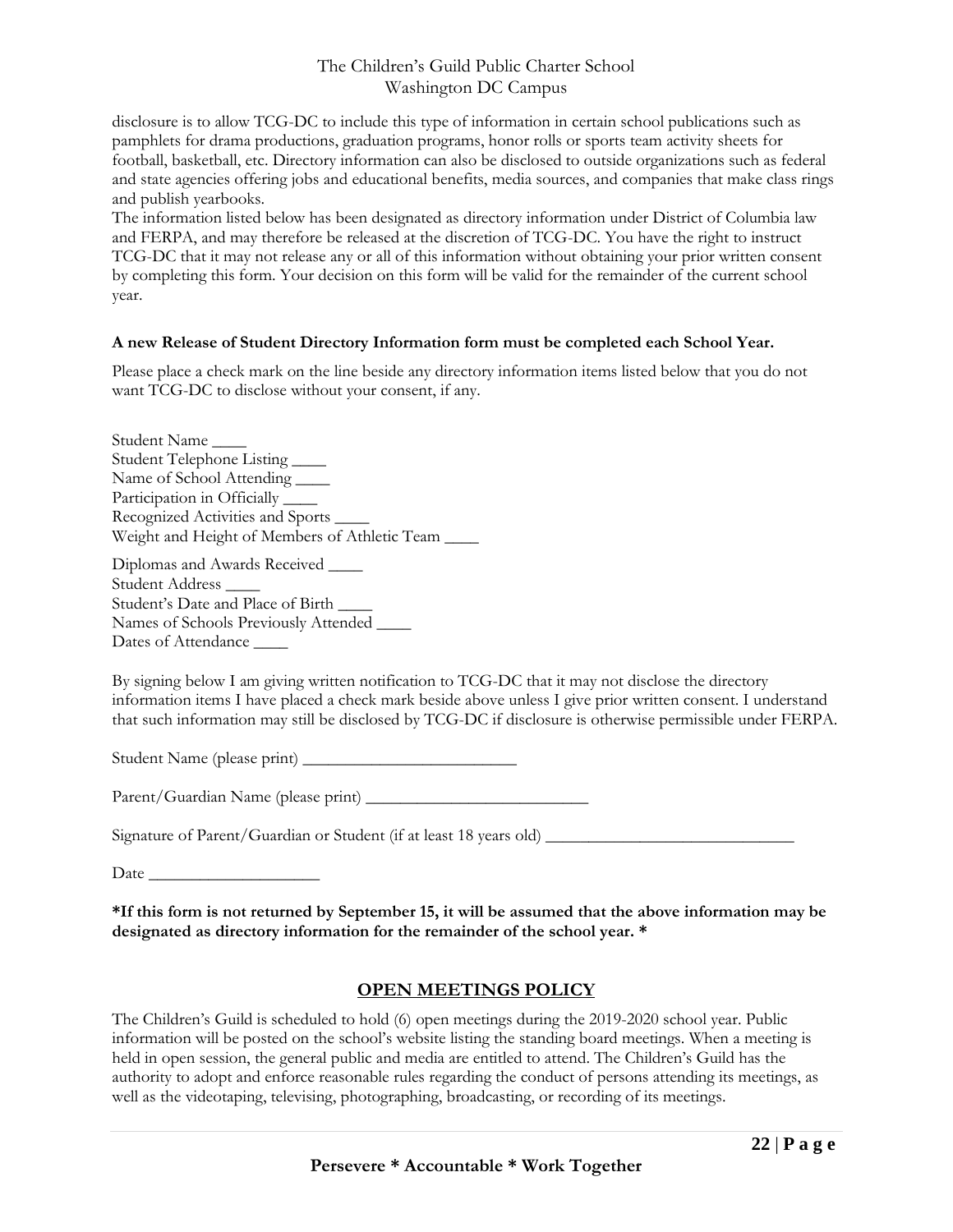disclosure is to allow TCG-DC to include this type of information in certain school publications such as pamphlets for drama productions, graduation programs, honor rolls or sports team activity sheets for football, basketball, etc. Directory information can also be disclosed to outside organizations such as federal and state agencies offering jobs and educational benefits, media sources, and companies that make class rings and publish yearbooks.

The information listed below has been designated as directory information under District of Columbia law and FERPA, and may therefore be released at the discretion of TCG-DC. You have the right to instruct TCG-DC that it may not release any or all of this information without obtaining your prior written consent by completing this form. Your decision on this form will be valid for the remainder of the current school year.

**A new Release of Student Directory Information form must be completed each School Year.**

Please place a check mark on the line beside any directory information items listed below that you do not want TCG-DC to disclose without your consent, if any.

Student Name ____
Student Telephone Listing ____
Name of School Attending ____
Participation in Officially ____
Recognized Activities and Sports ____
Weight and Height of Members of Athletic Team ____

Diplomas and Awards Received ____
Student Address ____
Student's Date and Place of Birth ____
Names of Schools Previously Attended ____
Dates of Attendance ____

By signing below I am giving written notification to TCG-DC that it may not disclose the directory information items I have placed a check mark beside above unless I give prior written consent. I understand that such information may still be disclosed by TCG-DC if disclosure is otherwise permissible under FERPA.

Student Name (please print) _________________________

Parent/Guardian Name (please print) __________________________

Signature of Parent/Guardian or Student (if at least 18 years old) ______________________________

Date ____________________

**\*If this form is not returned by September 15, it will be assumed that the above information may be designated as directory information for the remainder of the school year. \***

## OPEN MEETINGS POLICY

The Children's Guild is scheduled to hold (6) open meetings during the 2019-2020 school year. Public information will be posted on the school's website listing the standing board meetings. When a meeting is held in open session, the general public and media are entitled to attend. The Children's Guild has the authority to adopt and enforce reasonable rules regarding the conduct of persons attending its meetings, as well as the videotaping, televising, photographing, broadcasting, or recording of its meetings.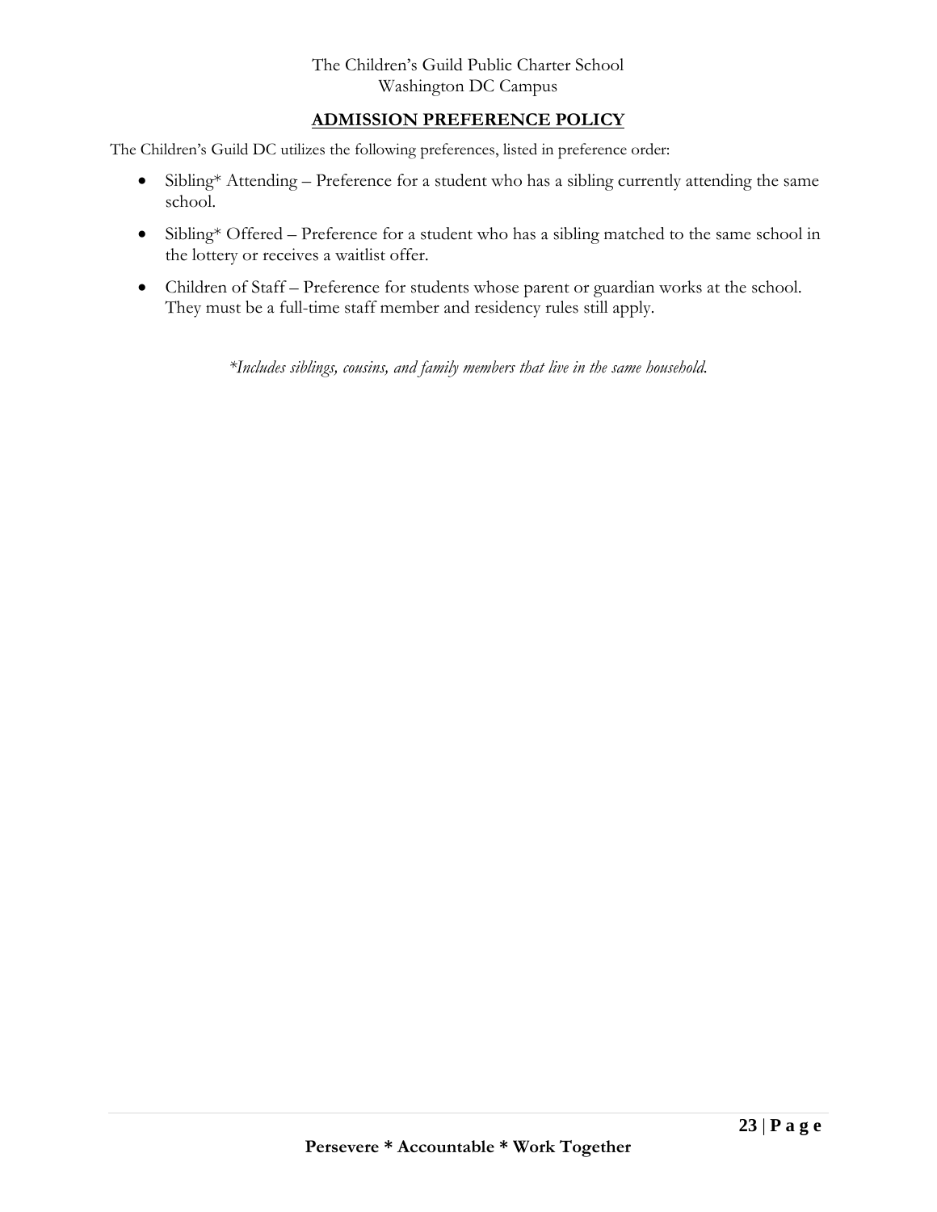The Children's Guild Public Charter School
Washington DC Campus

## ADMISSION PREFERENCE POLICY

The Children's Guild DC utilizes the following preferences, listed in preference order:

- Sibling* Attending – Preference for a student who has a sibling currently attending the same school.
- Sibling* Offered – Preference for a student who has a sibling matched to the same school in the lottery or receives a waitlist offer.
- Children of Staff – Preference for students whose parent or guardian works at the school. They must be a full-time staff member and residency rules still apply.

*\*Includes siblings, cousins, and family members that live in the same household.*